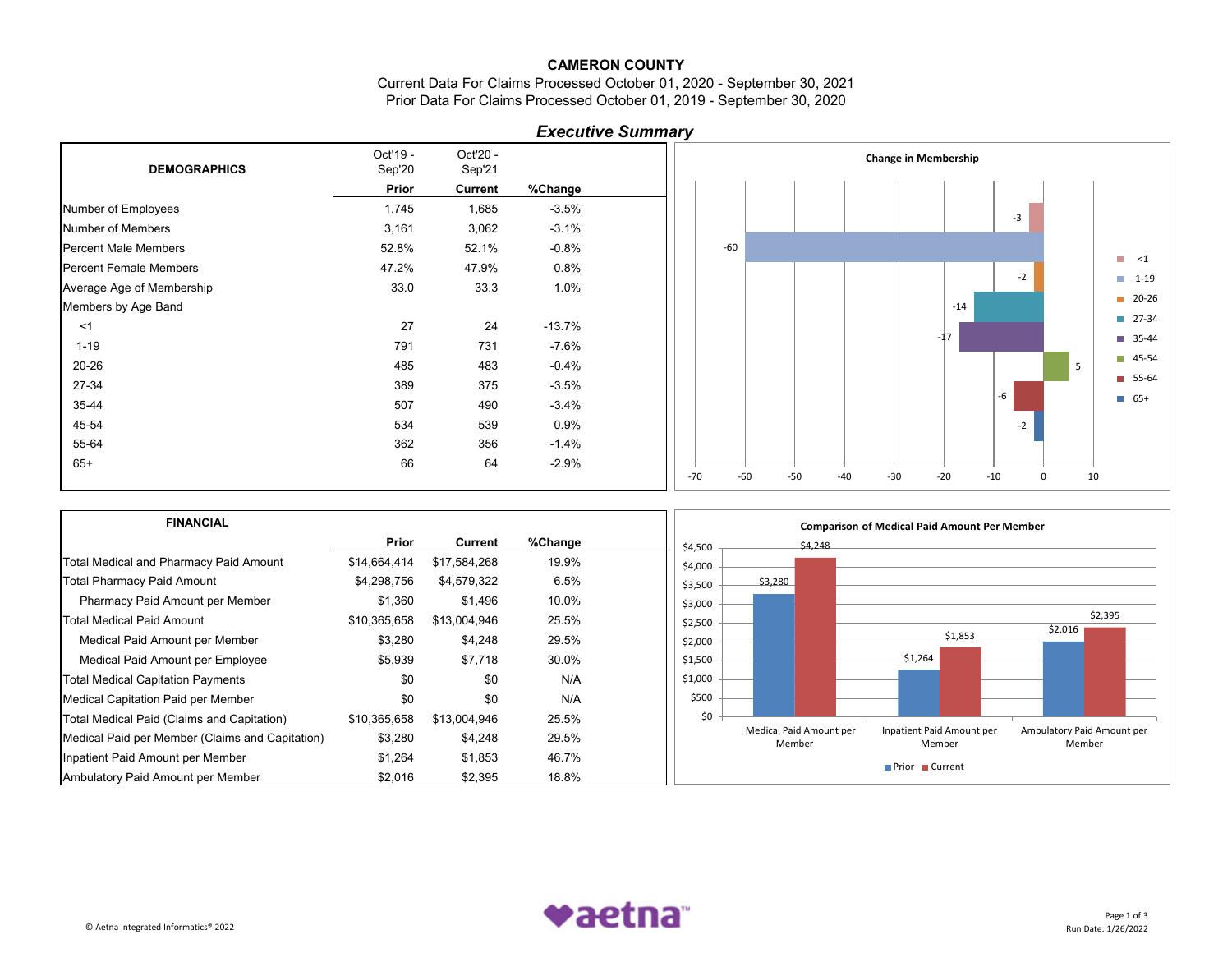# CAMERON COUNTY

Current Data For Claims Processed October 01, 2020 - September 30, 2021
Prior Data For Claims Processed October 01, 2019 - September 30, 2020

## *Executive Summary*

| DEMOGRAPHICS | Oct'19 - Sep'20 Prior | Oct'20 - Sep'21 Current | %Change |
|---|---|---|---|
| Number of Employees | 1,745 | 1,685 | -3.5% |
| Number of Members | 3,161 | 3,062 | -3.1% |
| Percent Male Members | 52.8% | 52.1% | -0.8% |
| Percent Female Members | 47.2% | 47.9% | 0.8% |
| Average Age of Membership | 33.0 | 33.3 | 1.0% |
| Members by Age Band | | | |
| <1 | 27 | 24 | -13.7% |
| 1-19 | 791 | 731 | -7.6% |
| 20-26 | 485 | 483 | -0.4% |
| 27-34 | 389 | 375 | -3.5% |
| 35-44 | 507 | 490 | -3.4% |
| 45-54 | 534 | 539 | 0.9% |
| 55-64 | 362 | 356 | -1.4% |
| 65+ | 66 | 64 | -2.9% |

**Change in Membership**

| Age Band | Change |
|---|---|
| <1 | -3 |
| 1-19 | -60 |
| 20-26 | -2 |
| 27-34 | -14 |
| 35-44 | -17 |
| 45-54 | 5 |
| 55-64 | -6 |
| 65+ | -2 |

| FINANCIAL | Prior | Current | %Change |
|---|---|---|---|
| Total Medical and Pharmacy Paid Amount | $14,664,414 | $17,584,268 | 19.9% |
| Total Pharmacy Paid Amount | $4,298,756 | $4,579,322 | 6.5% |
| Pharmacy Paid Amount per Member | $1,360 | $1,496 | 10.0% |
| Total Medical Paid Amount | $10,365,658 | $13,004,946 | 25.5% |
| Medical Paid Amount per Member | $3,280 | $4,248 | 29.5% |
| Medical Paid Amount per Employee | $5,939 | $7,718 | 30.0% |
| Total Medical Capitation Payments | $0 | $0 | N/A |
| Medical Capitation Paid per Member | $0 | $0 | N/A |
| Total Medical Paid (Claims and Capitation) | $10,365,658 | $13,004,946 | 25.5% |
| Medical Paid per Member (Claims and Capitation) | $3,280 | $4,248 | 29.5% |
| Inpatient Paid Amount per Member | $1,264 | $1,853 | 46.7% |
| Ambulatory Paid Amount per Member | $2,016 | $2,395 | 18.8% |

**Comparison of Medical Paid Amount Per Member**

| | Prior | Current |
|---|---|---|
| Medical Paid Amount per Member | $3,280 | $4,248 |
| Inpatient Paid Amount per Member | $1,264 | $1,853 |
| Ambulatory Paid Amount per Member | $2,016 | $2,395 |

© Aetna Integrated Informatics® 2022

Run Date: 1/26/2022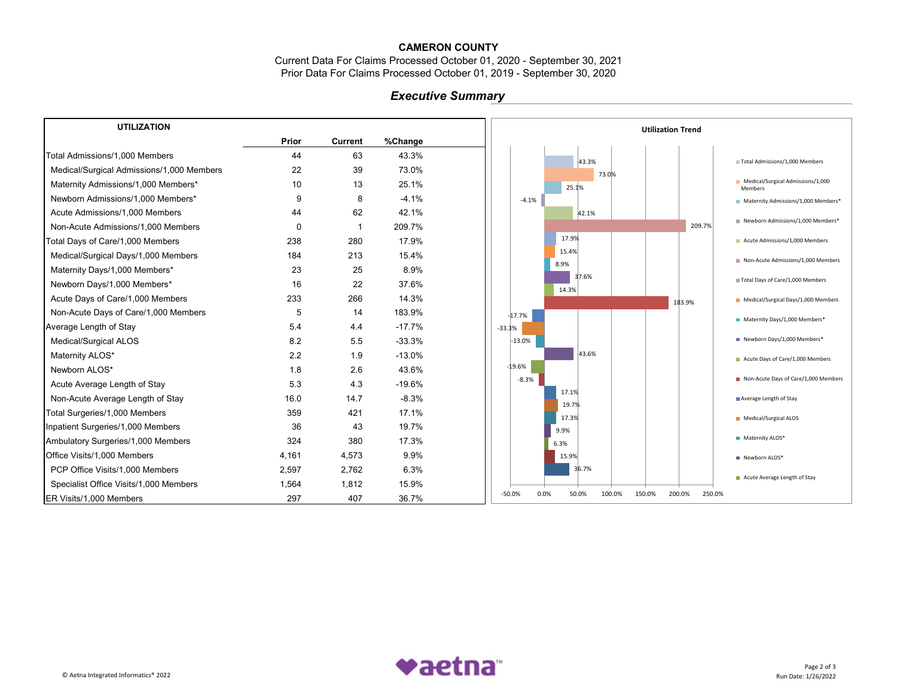**CAMERON COUNTY**

Current Data For Claims Processed October 01, 2020 - September 30, 2021

Prior Data For Claims Processed October 01, 2019 - September 30, 2020

## *Executive Summary*

| UTILIZATION | Prior | Current | %Change |
|---|---|---|---|
| Total Admissions/1,000 Members | 44 | 63 | 43.3% |
| Medical/Surgical Admissions/1,000 Members | 22 | 39 | 73.0% |
| Maternity Admissions/1,000 Members* | 10 | 13 | 25.1% |
| Newborn Admissions/1,000 Members* | 9 | 8 | -4.1% |
| Acute Admissions/1,000 Members | 44 | 62 | 42.1% |
| Non-Acute Admissions/1,000 Members | 0 | 1 | 209.7% |
| Total Days of Care/1,000 Members | 238 | 280 | 17.9% |
| Medical/Surgical Days/1,000 Members | 184 | 213 | 15.4% |
| Maternity Days/1,000 Members* | 23 | 25 | 8.9% |
| Newborn Days/1,000 Members* | 16 | 22 | 37.6% |
| Acute Days of Care/1,000 Members | 233 | 266 | 14.3% |
| Non-Acute Days of Care/1,000 Members | 5 | 14 | 183.9% |
| Average Length of Stay | 5.4 | 4.4 | -17.7% |
| Medical/Surgical ALOS | 8.2 | 5.5 | -33.3% |
| Maternity ALOS* | 2.2 | 1.9 | -13.0% |
| Newborn ALOS* | 1.8 | 2.6 | 43.6% |
| Acute Average Length of Stay | 5.3 | 4.3 | -19.6% |
| Non-Acute Average Length of Stay | 16.0 | 14.7 | -8.3% |
| Total Surgeries/1,000 Members | 359 | 421 | 17.1% |
| Inpatient Surgeries/1,000 Members | 36 | 43 | 19.7% |
| Ambulatory Surgeries/1,000 Members | 324 | 380 | 17.3% |
| Office Visits/1,000 Members | 4,161 | 4,573 | 9.9% |
| PCP Office Visits/1,000 Members | 2,597 | 2,762 | 6.3% |
| Specialist Office Visits/1,000 Members | 1,564 | 1,812 | 15.9% |
| ER Visits/1,000 Members | 297 | 407 | 36.7% |

**Utilization Trend**

| Measure | %Change |
|---|---|
| Total Admissions/1,000 Members | 43.3% |
| Medical/Surgical Admissions/1,000 Members | 73.0% |
| Maternity Admissions/1,000 Members* | 25.1% |
| Newborn Admissions/1,000 Members* | -4.1% |
| Acute Admissions/1,000 Members | 42.1% |
| Non-Acute Admissions/1,000 Members | 209.7% |
| Total Days of Care/1,000 Members | 17.9% |
| Medical/Surgical Days/1,000 Members | 15.4% |
| Maternity Days/1,000 Members* | 8.9% |
| Newborn Days/1,000 Members* | 37.6% |
| Acute Days of Care/1,000 Members | 14.3% |
| Non-Acute Days of Care/1,000 Members | 183.9% |
| Average Length of Stay | -17.7% |
| Medical/Surgical ALOS | -33.3% |
| Maternity ALOS* | -13.0% |
| Newborn ALOS* | 43.6% |
| Acute Average Length of Stay | -19.6% |
| | -8.3% |
| | 17.1% |
| | 19.7% |
| | 17.3% |
| | 9.9% |
| | 6.3% |
| | 15.9% |
| | 36.7% |

© Aetna Integrated Informatics® 2022

Run Date: 1/26/2022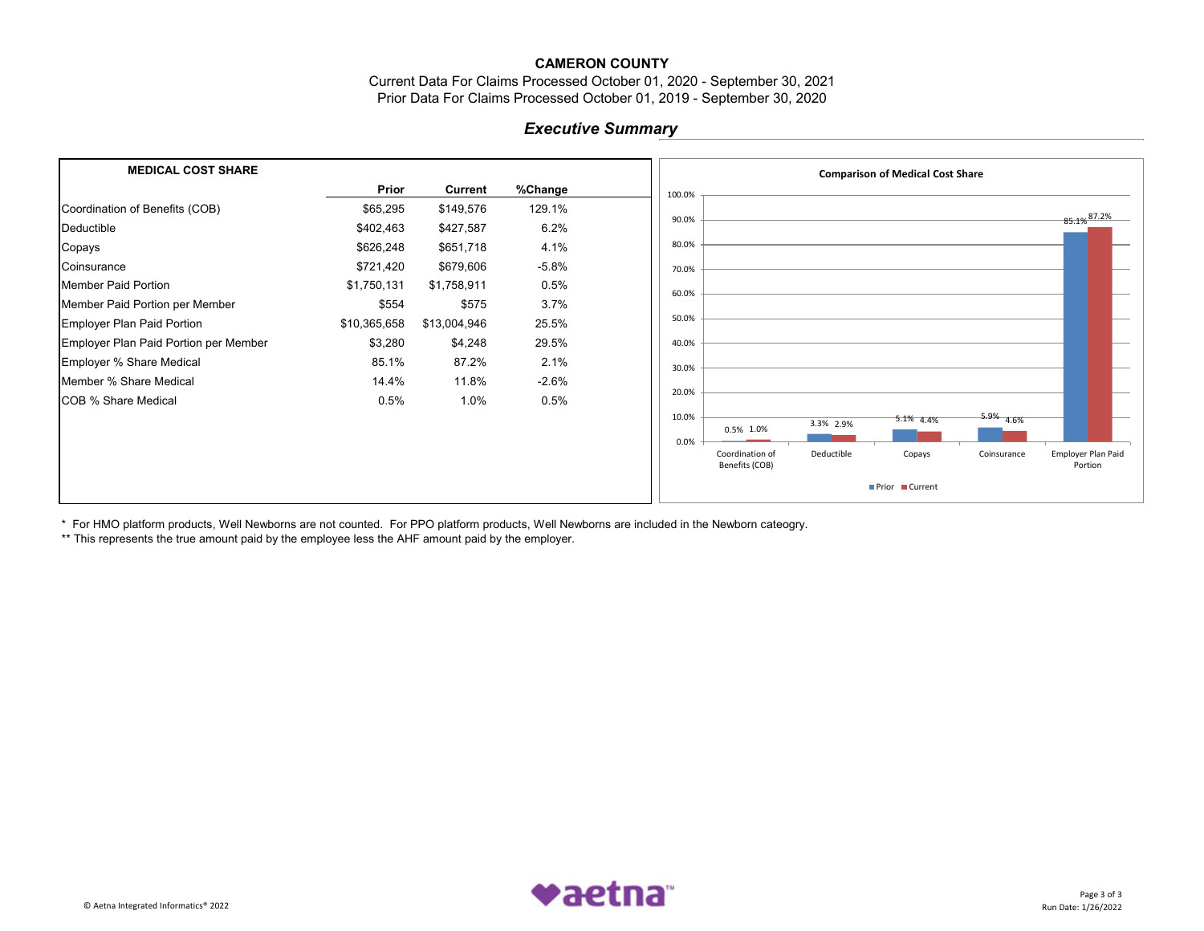# CAMERON COUNTY

Current Data For Claims Processed October 01, 2020 - September 30, 2021
Prior Data For Claims Processed October 01, 2019 - September 30, 2020

## *Executive Summary*

| MEDICAL COST SHARE | Prior | Current | %Change |
|---|---|---|---|
| Coordination of Benefits (COB) | $65,295 | $149,576 | 129.1% |
| Deductible | $402,463 | $427,587 | 6.2% |
| Copays | $626,248 | $651,718 | 4.1% |
| Coinsurance | $721,420 | $679,606 | -5.8% |
| Member Paid Portion | $1,750,131 | $1,758,911 | 0.5% |
| Member Paid Portion per Member | $554 | $575 | 3.7% |
| Employer Plan Paid Portion | $10,365,658 | $13,004,946 | 25.5% |
| Employer Plan Paid Portion per Member | $3,280 | $4,248 | 29.5% |
| Employer % Share Medical | 85.1% | 87.2% | 2.1% |
| Member % Share Medical | 14.4% | 11.8% | -2.6% |
| COB % Share Medical | 0.5% | 1.0% | 0.5% |

**Comparison of Medical Cost Share**

| | Prior | Current |
|---|---|---|
| Coordination of Benefits (COB) | 0.5% | 1.0% |
| Deductible | 3.3% | 2.9% |
| Copays | 5.1% | 4.4% |
| Coinsurance | 5.9% | 4.6% |
| Employer Plan Paid Portion | 85.1% | 87.2% |

\* For HMO platform products, Well Newborns are not counted. For PPO platform products, Well Newborns are included in the Newborn cateogry.

\** This represents the true amount paid by the employee less the AHF amount paid by the employer.

© Aetna Integrated Informatics® 2022

Run Date: 1/26/2022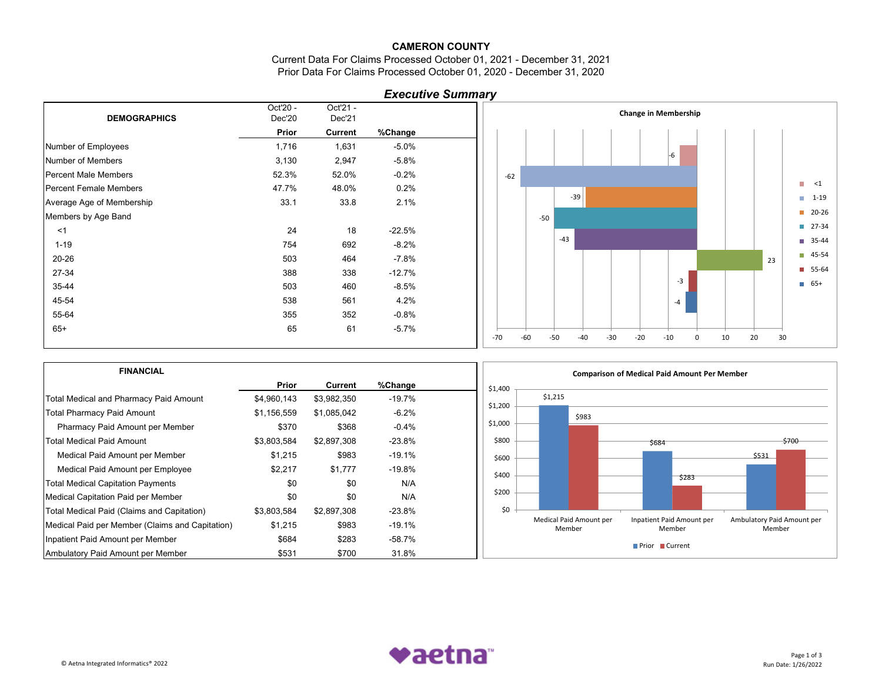# CAMERON COUNTY

Current Data For Claims Processed October 01, 2021 - December 31, 2021
Prior Data For Claims Processed October 01, 2020 - December 31, 2020

## *Executive Summary*

| DEMOGRAPHICS | Oct'20 - Dec'20 Prior | Oct'21 - Dec'21 Current | %Change |
|---|---|---|---|
| Number of Employees | 1,716 | 1,631 | -5.0% |
| Number of Members | 3,130 | 2,947 | -5.8% |
| Percent Male Members | 52.3% | 52.0% | -0.2% |
| Percent Female Members | 47.7% | 48.0% | 0.2% |
| Average Age of Membership | 33.1 | 33.8 | 2.1% |
| Members by Age Band | | | |
| <1 | 24 | 18 | -22.5% |
| 1-19 | 754 | 692 | -8.2% |
| 20-26 | 503 | 464 | -7.8% |
| 27-34 | 388 | 338 | -12.7% |
| 35-44 | 503 | 460 | -8.5% |
| 45-54 | 538 | 561 | 4.2% |
| 55-64 | 355 | 352 | -0.8% |
| 65+ | 65 | 61 | -5.7% |

**Change in Membership**

| Age Band | Change |
|---|---|
| <1 | -6 |
| 1-19 | -62 |
| 20-26 | -39 |
| 27-34 | -50 |
| 35-44 | -43 |
| 45-54 | 23 |
| 55-64 | -3 |
| 65+ | -4 |

| FINANCIAL | Prior | Current | %Change |
|---|---|---|---|
| Total Medical and Pharmacy Paid Amount | $4,960,143 | $3,982,350 | -19.7% |
| Total Pharmacy Paid Amount | $1,156,559 | $1,085,042 | -6.2% |
| Pharmacy Paid Amount per Member | $370 | $368 | -0.4% |
| Total Medical Paid Amount | $3,803,584 | $2,897,308 | -23.8% |
| Medical Paid Amount per Member | $1,215 | $983 | -19.1% |
| Medical Paid Amount per Employee | $2,217 | $1,777 | -19.8% |
| Total Medical Capitation Payments | $0 | $0 | N/A |
| Medical Capitation Paid per Member | $0 | $0 | N/A |
| Total Medical Paid (Claims and Capitation) | $3,803,584 | $2,897,308 | -23.8% |
| Medical Paid per Member (Claims and Capitation) | $1,215 | $983 | -19.1% |
| Inpatient Paid Amount per Member | $684 | $283 | -58.7% |
| Ambulatory Paid Amount per Member | $531 | $700 | 31.8% |

**Comparison of Medical Paid Amount Per Member**

| | Prior | Current |
|---|---|---|
| Medical Paid Amount per Member | $1,215 | $983 |
| Inpatient Paid Amount per Member | $684 | $283 |
| Ambulatory Paid Amount per Member | $531 | $700 |

© Aetna Integrated Informatics® 2022

Run Date: 1/26/2022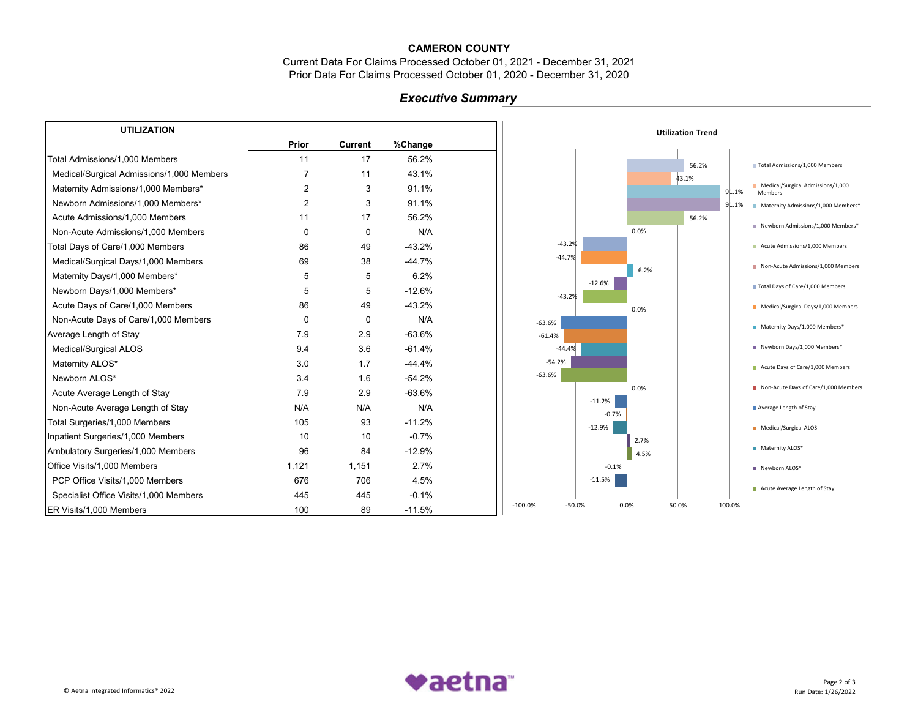**CAMERON COUNTY**

Current Data For Claims Processed October 01, 2021 - December 31, 2021

Prior Data For Claims Processed October 01, 2020 - December 31, 2020

## *Executive Summary*

| UTILIZATION | Prior | Current | %Change |
|---|---|---|---|
| Total Admissions/1,000 Members | 11 | 17 | 56.2% |
| Medical/Surgical Admissions/1,000 Members | 7 | 11 | 43.1% |
| Maternity Admissions/1,000 Members* | 2 | 3 | 91.1% |
| Newborn Admissions/1,000 Members* | 2 | 3 | 91.1% |
| Acute Admissions/1,000 Members | 11 | 17 | 56.2% |
| Non-Acute Admissions/1,000 Members | 0 | 0 | N/A |
| Total Days of Care/1,000 Members | 86 | 49 | -43.2% |
| Medical/Surgical Days/1,000 Members | 69 | 38 | -44.7% |
| Maternity Days/1,000 Members* | 5 | 5 | 6.2% |
| Newborn Days/1,000 Members* | 5 | 5 | -12.6% |
| Acute Days of Care/1,000 Members | 86 | 49 | -43.2% |
| Non-Acute Days of Care/1,000 Members | 0 | 0 | N/A |
| Average Length of Stay | 7.9 | 2.9 | -63.6% |
| Medical/Surgical ALOS | 9.4 | 3.6 | -61.4% |
| Maternity ALOS* | 3.0 | 1.7 | -44.4% |
| Newborn ALOS* | 3.4 | 1.6 | -54.2% |
| Acute Average Length of Stay | 7.9 | 2.9 | -63.6% |
| Non-Acute Average Length of Stay | N/A | N/A | N/A |
| Total Surgeries/1,000 Members | 105 | 93 | -11.2% |
| Inpatient Surgeries/1,000 Members | 10 | 10 | -0.7% |
| Ambulatory Surgeries/1,000 Members | 96 | 84 | -12.9% |
| Office Visits/1,000 Members | 1,121 | 1,151 | 2.7% |
| PCP Office Visits/1,000 Members | 676 | 706 | 4.5% |
| Specialist Office Visits/1,000 Members | 445 | 445 | -0.1% |
| ER Visits/1,000 Members | 100 | 89 | -11.5% |

**Utilization Trend**

| Measure | %Change |
|---|---|
| Total Admissions/1,000 Members | 56.2% |
| Medical/Surgical Admissions/1,000 Members | 43.1% |
| Maternity Admissions/1,000 Members* | 91.1% |
| Newborn Admissions/1,000 Members* | 91.1% |
| Acute Admissions/1,000 Members | 56.2% |
| Non-Acute Admissions/1,000 Members | 0.0% |
| Total Days of Care/1,000 Members | -43.2% |
| Medical/Surgical Days/1,000 Members | -44.7% |
| Maternity Days/1,000 Members* | 6.2% |
| Newborn Days/1,000 Members* | -12.6% |
| Acute Days of Care/1,000 Members | -43.2% |
| Non-Acute Days of Care/1,000 Members | 0.0% |
| Average Length of Stay | -63.6% |
| Medical/Surgical ALOS | -61.4% |
| Maternity ALOS* | -44.4% |
| Newborn ALOS* | -54.2% |
| Acute Average Length of Stay | -63.6% |
| | 0.0% |
| | -11.2% |
| | -0.7% |
| | -12.9% |
| | 2.7% |
| | 4.5% |
| | -0.1% |
| | -11.5% |

© Aetna Integrated Informatics® 2022

aetna™

Run Date: 1/26/2022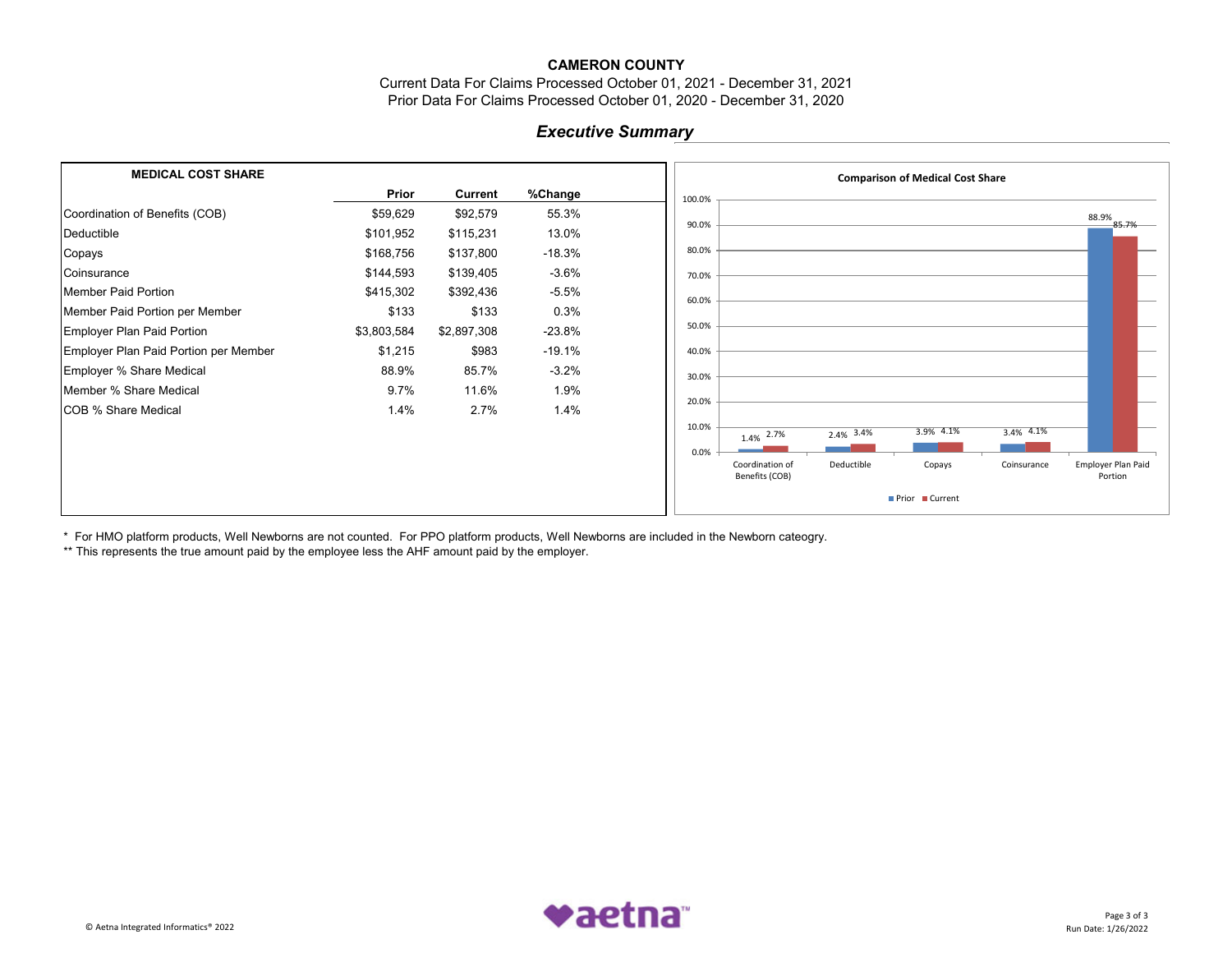**CAMERON COUNTY**

Current Data For Claims Processed October 01, 2021 - December 31, 2021

Prior Data For Claims Processed October 01, 2020 - December 31, 2020

## *Executive Summary*

| MEDICAL COST SHARE | Prior | Current | %Change |
|---|---|---|---|
| Coordination of Benefits (COB) | $59,629 | $92,579 | 55.3% |
| Deductible | $101,952 | $115,231 | 13.0% |
| Copays | $168,756 | $137,800 | -18.3% |
| Coinsurance | $144,593 | $139,405 | -3.6% |
| Member Paid Portion | $415,302 | $392,436 | -5.5% |
| Member Paid Portion per Member | $133 | $133 | 0.3% |
| Employer Plan Paid Portion | $3,803,584 | $2,897,308 | -23.8% |
| Employer Plan Paid Portion per Member | $1,215 | $983 | -19.1% |
| Employer % Share Medical | 88.9% | 85.7% | -3.2% |
| Member % Share Medical | 9.7% | 11.6% | 1.9% |
| COB % Share Medical | 1.4% | 2.7% | 1.4% |

**Comparison of Medical Cost Share**

| | Prior | Current |
|---|---|---|
| Coordination of Benefits (COB) | 1.4% | 2.7% |
| Deductible | 2.4% | 3.4% |
| Copays | 3.9% | 4.1% |
| Coinsurance | 3.4% | 4.1% |
| Employer Plan Paid Portion | 88.9% | 85.7% |

\* For HMO platform products, Well Newborns are not counted. For PPO platform products, Well Newborns are included in the Newborn cateogry.

\*\* This represents the true amount paid by the employee less the AHF amount paid by the employer.

© Aetna Integrated Informatics® 2022

Run Date: 1/26/2022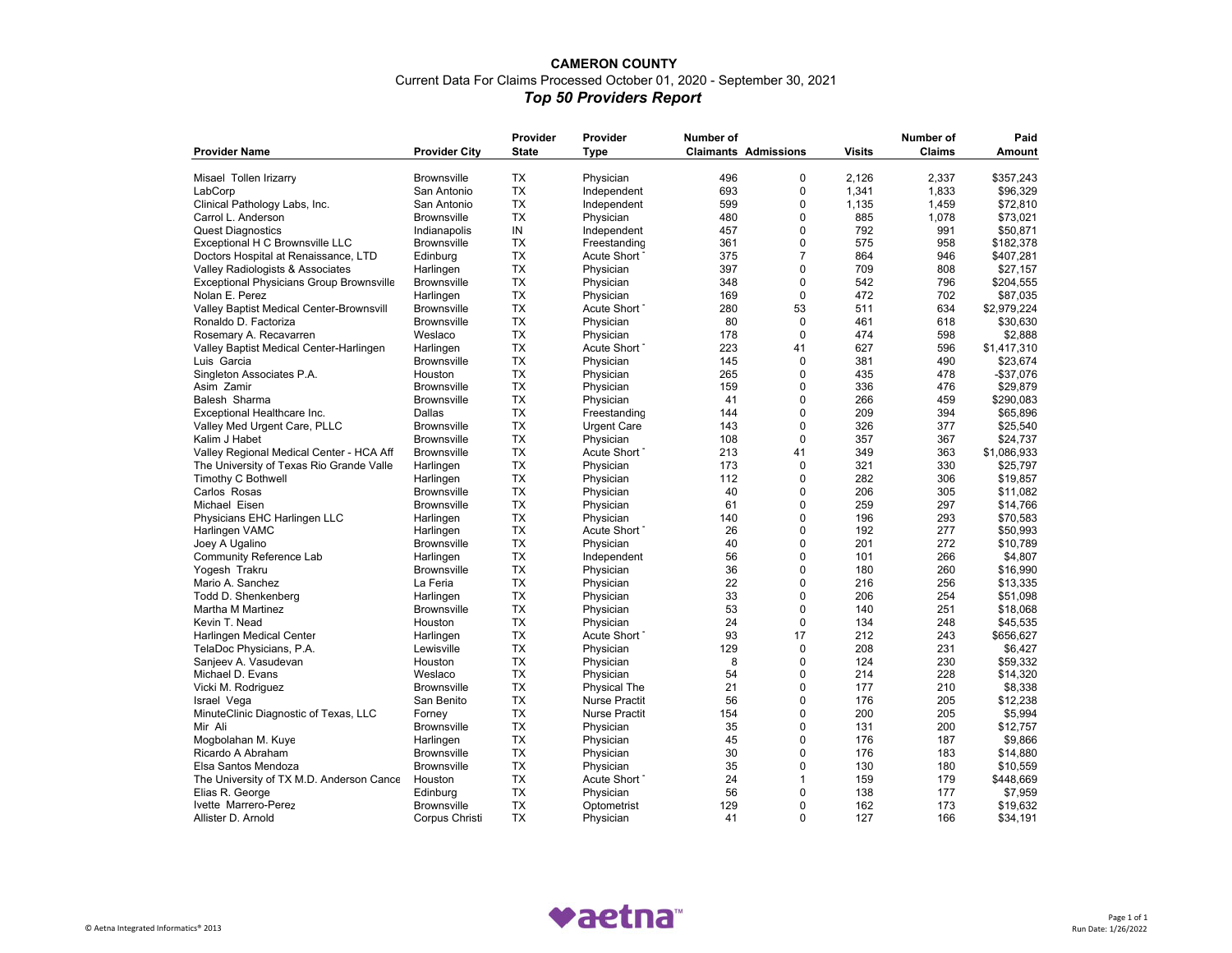**CAMERON COUNTY**

Current Data For Claims Processed October 01, 2020 - September 30, 2021

***Top 50 Providers Report***

| Provider Name | Provider City | Provider State | Provider Type | Number of Claimants | Admissions | Visits | Number of Claims | Paid Amount |
|---|---|---|---|---|---|---|---|---|
| Misael Tollen Irizarry | Brownsville | TX | Physician | 496 | 0 | 2,126 | 2,337 | $357,243 |
| LabCorp | San Antonio | TX | Independent | 693 | 0 | 1,341 | 1,833 | $96,329 |
| Clinical Pathology Labs, Inc. | San Antonio | TX | Independent | 599 | 0 | 1,135 | 1,459 | $72,810 |
| Carrol L. Anderson | Brownsville | TX | Physician | 480 | 0 | 885 | 1,078 | $73,021 |
| Quest Diagnostics | Indianapolis | IN | Independent | 457 | 0 | 792 | 991 | $50,871 |
| Exceptional H C Brownsville LLC | Brownsville | TX | Freestanding | 361 | 0 | 575 | 958 | $182,378 |
| Doctors Hospital at Renaissance, LTD | Edinburg | TX | Acute Short | 375 | 7 | 864 | 946 | $407,281 |
| Valley Radiologists & Associates | Harlingen | TX | Physician | 397 | 0 | 709 | 808 | $27,157 |
| Exceptional Physicians Group Brownsville | Brownsville | TX | Physician | 348 | 0 | 542 | 796 | $204,555 |
| Nolan E. Perez | Harlingen | TX | Physician | 169 | 0 | 472 | 702 | $87,035 |
| Valley Baptist Medical Center-Brownsvill | Brownsville | TX | Acute Short | 280 | 53 | 511 | 634 | $2,979,224 |
| Ronaldo D. Factoriza | Brownsville | TX | Physician | 80 | 0 | 461 | 618 | $30,630 |
| Rosemary A. Recavarren | Weslaco | TX | Physician | 178 | 0 | 474 | 598 | $2,888 |
| Valley Baptist Medical Center-Harlingen | Harlingen | TX | Acute Short | 223 | 41 | 627 | 596 | $1,417,310 |
| Luis Garcia | Brownsville | TX | Physician | 145 | 0 | 381 | 490 | $23,674 |
| Singleton Associates P.A. | Houston | TX | Physician | 265 | 0 | 435 | 478 | -$37,076 |
| Asim Zamir | Brownsville | TX | Physician | 159 | 0 | 336 | 476 | $29,879 |
| Balesh Sharma | Brownsville | TX | Physician | 41 | 0 | 266 | 459 | $290,083 |
| Exceptional Healthcare Inc. | Dallas | TX | Freestanding | 144 | 0 | 209 | 394 | $65,896 |
| Valley Med Urgent Care, PLLC | Brownsville | TX | Urgent Care | 143 | 0 | 326 | 377 | $25,540 |
| Kalim J Habet | Brownsville | TX | Physician | 108 | 0 | 357 | 367 | $24,737 |
| Valley Regional Medical Center - HCA Aff | Brownsville | TX | Acute Short | 213 | 41 | 349 | 363 | $1,086,933 |
| The University of Texas Rio Grande Valle | Harlingen | TX | Physician | 173 | 0 | 321 | 330 | $25,797 |
| Timothy C Bothwell | Harlingen | TX | Physician | 112 | 0 | 282 | 306 | $19,857 |
| Carlos Rosas | Brownsville | TX | Physician | 40 | 0 | 206 | 305 | $11,082 |
| Michael Eisen | Brownsville | TX | Physician | 61 | 0 | 259 | 297 | $14,766 |
| Physicians EHC Harlingen LLC | Harlingen | TX | Physician | 140 | 0 | 196 | 293 | $70,583 |
| Harlingen VAMC | Harlingen | TX | Acute Short | 26 | 0 | 192 | 277 | $50,993 |
| Joey A Ugalino | Brownsville | TX | Physician | 40 | 0 | 201 | 272 | $10,789 |
| Community Reference Lab | Harlingen | TX | Independent | 56 | 0 | 101 | 266 | $4,807 |
| Yogesh Trakru | Brownsville | TX | Physician | 36 | 0 | 180 | 260 | $16,990 |
| Mario A. Sanchez | La Feria | TX | Physician | 22 | 0 | 216 | 256 | $13,335 |
| Todd D. Shenkenberg | Harlingen | TX | Physician | 33 | 0 | 206 | 254 | $51,098 |
| Martha M Martinez | Brownsville | TX | Physician | 53 | 0 | 140 | 251 | $18,068 |
| Kevin T. Nead | Houston | TX | Physician | 24 | 0 | 134 | 248 | $45,535 |
| Harlingen Medical Center | Harlingen | TX | Acute Short | 93 | 17 | 212 | 243 | $656,627 |
| TelaDoc Physicians, P.A. | Lewisville | TX | Physician | 129 | 0 | 208 | 231 | $6,427 |
| Sanjeev A. Vasudevan | Houston | TX | Physician | 8 | 0 | 124 | 230 | $59,332 |
| Michael D. Evans | Weslaco | TX | Physician | 54 | 0 | 214 | 228 | $14,320 |
| Vicki M. Rodriguez | Brownsville | TX | Physical The | 21 | 0 | 177 | 210 | $8,338 |
| Israel Vega | San Benito | TX | Nurse Practit | 56 | 0 | 176 | 205 | $12,238 |
| MinuteClinic Diagnostic of Texas, LLC | Forney | TX | Nurse Practit | 154 | 0 | 200 | 205 | $5,994 |
| Mir Ali | Brownsville | TX | Physician | 35 | 0 | 131 | 200 | $12,757 |
| Mogbolahan M. Kuye | Harlingen | TX | Physician | 45 | 0 | 176 | 187 | $9,866 |
| Ricardo A Abraham | Brownsville | TX | Physician | 30 | 0 | 176 | 183 | $14,880 |
| Elsa Santos Mendoza | Brownsville | TX | Physician | 35 | 0 | 130 | 180 | $10,559 |
| The University of TX M.D. Anderson Cance | Houston | TX | Acute Short | 24 | 1 | 159 | 179 | $448,669 |
| Elias R. George | Edinburg | TX | Physician | 56 | 0 | 138 | 177 | $7,959 |
| Ivette Marrero-Perez | Brownsville | TX | Optometrist | 129 | 0 | 162 | 173 | $19,632 |
| Allister D. Arnold | Corpus Christi | TX | Physician | 41 | 0 | 127 | 166 | $34,191 |

© Aetna Integrated Informatics® 2013

Run Date: 1/26/2022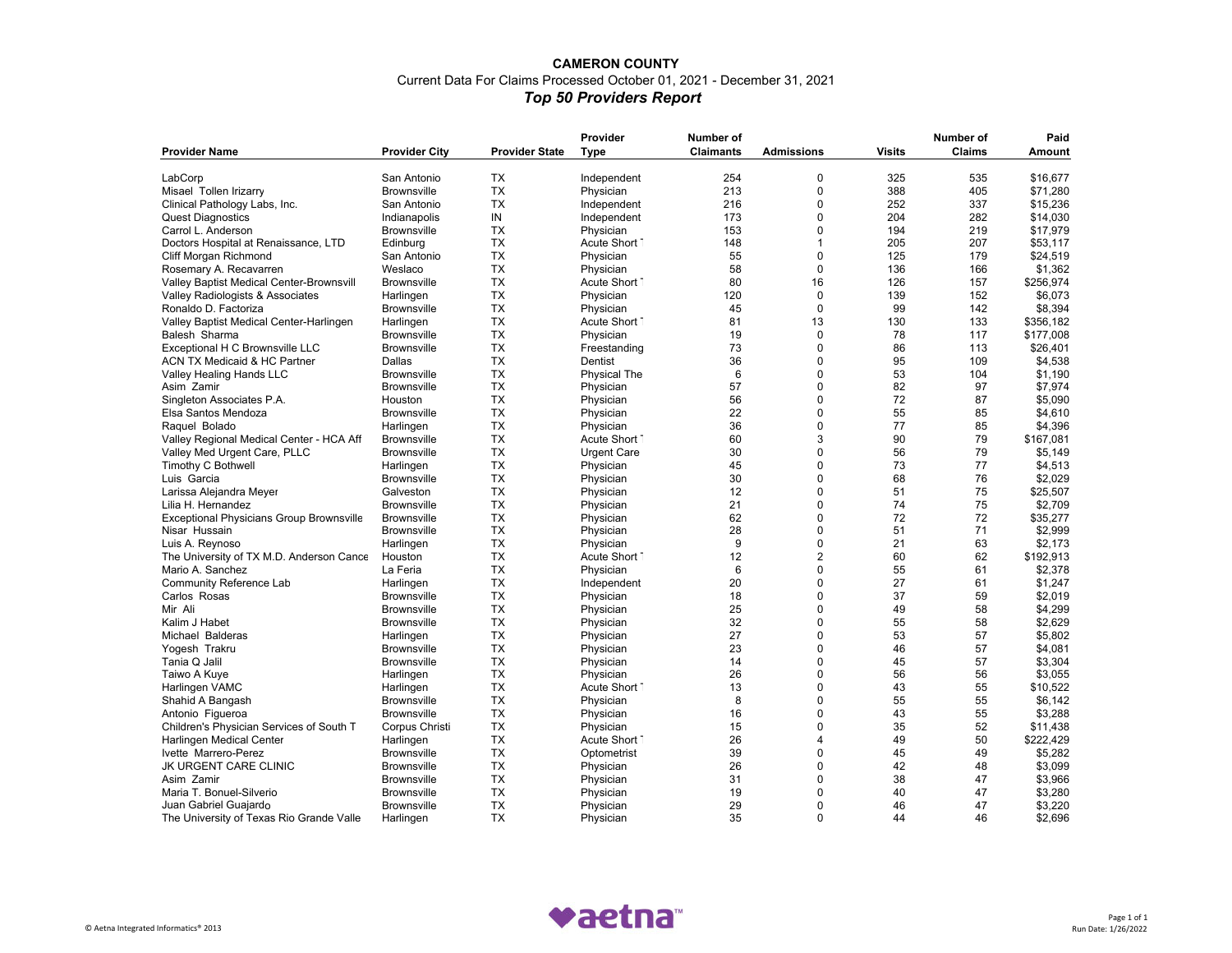**CAMERON COUNTY**

Current Data For Claims Processed October 01, 2021 - December 31, 2021

***Top 50 Providers Report***

| Provider Name | Provider City | Provider State | Provider Type | Number of Claimants | Admissions | Visits | Number of Claims | Paid Amount |
|---|---|---|---|---|---|---|---|---|
| LabCorp | San Antonio | TX | Independent | 254 | 0 | 325 | 535 | $16,677 |
| Misael Tollen Irizarry | Brownsville | TX | Physician | 213 | 0 | 388 | 405 | $71,280 |
| Clinical Pathology Labs, Inc. | San Antonio | TX | Independent | 216 | 0 | 252 | 337 | $15,236 |
| Quest Diagnostics | Indianapolis | IN | Independent | 173 | 0 | 204 | 282 | $14,030 |
| Carrol L. Anderson | Brownsville | TX | Physician | 153 | 0 | 194 | 219 | $17,979 |
| Doctors Hospital at Renaissance, LTD | Edinburg | TX | Acute Short ˙ | 148 | 1 | 205 | 207 | $53,117 |
| Cliff Morgan Richmond | San Antonio | TX | Physician | 55 | 0 | 125 | 179 | $24,519 |
| Rosemary A. Recavarren | Weslaco | TX | Physician | 58 | 0 | 136 | 166 | $1,362 |
| Valley Baptist Medical Center-Brownsvill | Brownsville | TX | Acute Short ˙ | 80 | 16 | 126 | 157 | $256,974 |
| Valley Radiologists & Associates | Harlingen | TX | Physician | 120 | 0 | 139 | 152 | $6,073 |
| Ronaldo D. Factoriza | Brownsville | TX | Physician | 45 | 0 | 99 | 142 | $8,394 |
| Valley Baptist Medical Center-Harlingen | Harlingen | TX | Acute Short ˙ | 81 | 13 | 130 | 133 | $356,182 |
| Balesh Sharma | Brownsville | TX | Physician | 19 | 0 | 78 | 117 | $177,008 |
| Exceptional H C Brownsville LLC | Brownsville | TX | Freestanding | 73 | 0 | 86 | 113 | $26,401 |
| ACN TX Medicaid & HC Partner | Dallas | TX | Dentist | 36 | 0 | 95 | 109 | $4,538 |
| Valley Healing Hands LLC | Brownsville | TX | Physical The | 6 | 0 | 53 | 104 | $1,190 |
| Asim Zamir | Brownsville | TX | Physician | 57 | 0 | 82 | 97 | $7,974 |
| Singleton Associates P.A. | Houston | TX | Physician | 56 | 0 | 72 | 87 | $5,090 |
| Elsa Santos Mendoza | Brownsville | TX | Physician | 22 | 0 | 55 | 85 | $4,610 |
| Raquel Bolado | Harlingen | TX | Physician | 36 | 0 | 77 | 85 | $4,396 |
| Valley Regional Medical Center - HCA Aff | Brownsville | TX | Acute Short ˙ | 60 | 3 | 90 | 79 | $167,081 |
| Valley Med Urgent Care, PLLC | Brownsville | TX | Urgent Care | 30 | 0 | 56 | 79 | $5,149 |
| Timothy C Bothwell | Harlingen | TX | Physician | 45 | 0 | 73 | 77 | $4,513 |
| Luis Garcia | Brownsville | TX | Physician | 30 | 0 | 68 | 76 | $2,029 |
| Larissa Alejandra Meyer | Galveston | TX | Physician | 12 | 0 | 51 | 75 | $25,507 |
| Lilia H. Hernandez | Brownsville | TX | Physician | 21 | 0 | 74 | 75 | $2,709 |
| Exceptional Physicians Group Brownsville | Brownsville | TX | Physician | 62 | 0 | 72 | 72 | $35,277 |
| Nisar Hussain | Brownsville | TX | Physician | 28 | 0 | 51 | 71 | $2,999 |
| Luis A. Reynoso | Harlingen | TX | Physician | 9 | 0 | 21 | 63 | $2,173 |
| The University of TX M.D. Anderson Cance | Houston | TX | Acute Short ˙ | 12 | 2 | 60 | 62 | $192,913 |
| Mario A. Sanchez | La Feria | TX | Physician | 6 | 0 | 55 | 61 | $2,378 |
| Community Reference Lab | Harlingen | TX | Independent | 20 | 0 | 27 | 61 | $1,247 |
| Carlos Rosas | Brownsville | TX | Physician | 18 | 0 | 37 | 59 | $2,019 |
| Mir Ali | Brownsville | TX | Physician | 25 | 0 | 49 | 58 | $4,299 |
| Kalim J Habet | Brownsville | TX | Physician | 32 | 0 | 55 | 58 | $2,629 |
| Michael Balderas | Harlingen | TX | Physician | 27 | 0 | 53 | 57 | $5,802 |
| Yogesh Trakru | Brownsville | TX | Physician | 23 | 0 | 46 | 57 | $4,081 |
| Tania Q Jalil | Brownsville | TX | Physician | 14 | 0 | 45 | 57 | $3,304 |
| Taiwo A Kuye | Harlingen | TX | Physician | 26 | 0 | 56 | 56 | $3,055 |
| Harlingen VAMC | Harlingen | TX | Acute Short ˙ | 13 | 0 | 43 | 55 | $10,522 |
| Shahid A Bangash | Brownsville | TX | Physician | 8 | 0 | 55 | 55 | $6,142 |
| Antonio Figueroa | Brownsville | TX | Physician | 16 | 0 | 43 | 55 | $3,288 |
| Children's Physician Services of South T | Corpus Christi | TX | Physician | 15 | 0 | 35 | 52 | $11,438 |
| Harlingen Medical Center | Harlingen | TX | Acute Short ˙ | 26 | 4 | 49 | 50 | $222,429 |
| Ivette Marrero-Perez | Brownsville | TX | Optometrist | 39 | 0 | 45 | 49 | $5,282 |
| JK URGENT CARE CLINIC | Brownsville | TX | Physician | 26 | 0 | 42 | 48 | $3,099 |
| Asim Zamir | Brownsville | TX | Physician | 31 | 0 | 38 | 47 | $3,966 |
| Maria T. Bonuel-Silverio | Brownsville | TX | Physician | 19 | 0 | 40 | 47 | $3,280 |
| Juan Gabriel Guajardo | Brownsville | TX | Physician | 29 | 0 | 46 | 47 | $3,220 |
| The University of Texas Rio Grande Valle | Harlingen | TX | Physician | 35 | 0 | 44 | 46 | $2,696 |

© Aetna Integrated Informatics® 2013

aetna™

Run Date: 1/26/2022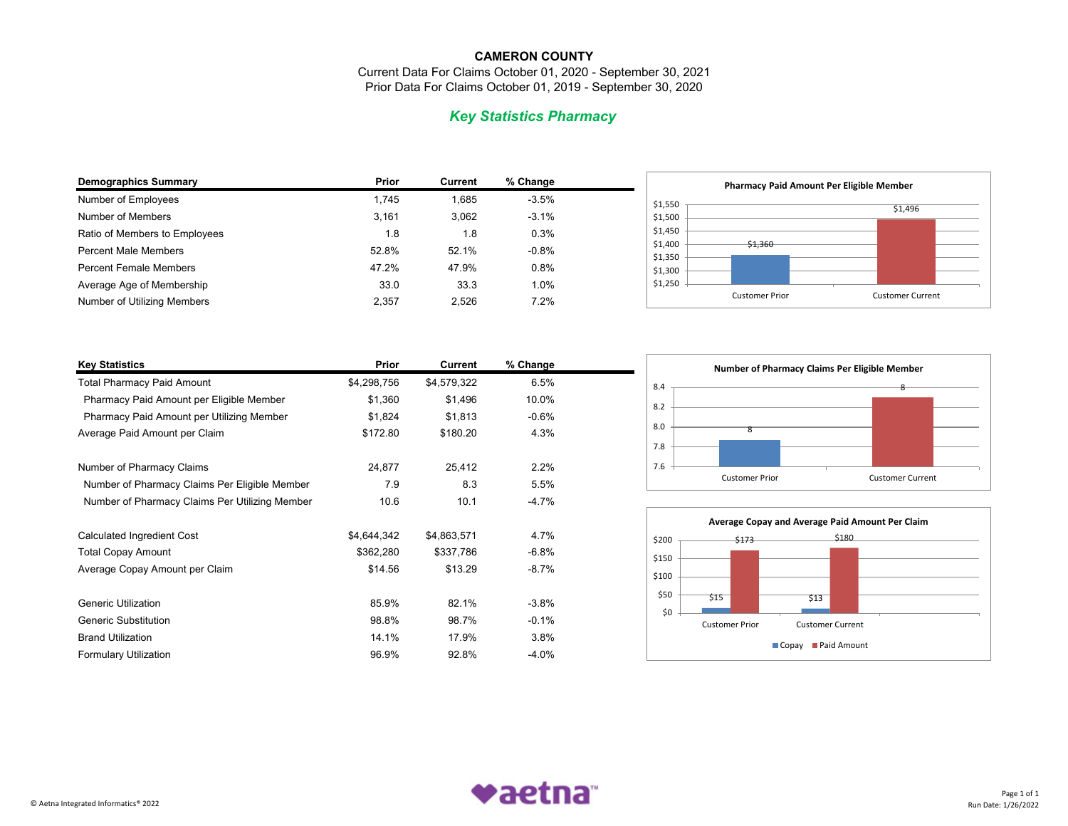**CAMERON COUNTY**

Current Data For Claims October 01, 2020 - September 30, 2021

Prior Data For Claims October 01, 2019 - September 30, 2020

## *Key Statistics Pharmacy*

| Demographics Summary | Prior | Current | % Change |
|---|---|---|---|
| Number of Employees | 1,745 | 1,685 | -3.5% |
| Number of Members | 3,161 | 3,062 | -3.1% |
| Ratio of Members to Employees | 1.8 | 1.8 | 0.3% |
| Percent Male Members | 52.8% | 52.1% | -0.8% |
| Percent Female Members | 47.2% | 47.9% | 0.8% |
| Average Age of Membership | 33.0 | 33.3 | 1.0% |
| Number of Utilizing Members | 2,357 | 2,526 | 7.2% |

**Pharmacy Paid Amount Per Eligible Member**

| | Customer Prior | Customer Current |
|---|---|---|
| Paid Amount Per Eligible Member | $1,360 | $1,496 |

| Key Statistics | Prior | Current | % Change |
|---|---|---|---|
| Total Pharmacy Paid Amount | $4,298,756 | $4,579,322 | 6.5% |
| Pharmacy Paid Amount per Eligible Member | $1,360 | $1,496 | 10.0% |
| Pharmacy Paid Amount per Utilizing Member | $1,824 | $1,813 | -0.6% |
| Average Paid Amount per Claim | $172.80 | $180.20 | 4.3% |
| Number of Pharmacy Claims | 24,877 | 25,412 | 2.2% |
| Number of Pharmacy Claims Per Eligible Member | 7.9 | 8.3 | 5.5% |
| Number of Pharmacy Claims Per Utilizing Member | 10.6 | 10.1 | -4.7% |
| Calculated Ingredient Cost | $4,644,342 | $4,863,571 | 4.7% |
| Total Copay Amount | $362,280 | $337,786 | -6.8% |
| Average Copay Amount per Claim | $14.56 | $13.29 | -8.7% |
| Generic Utilization | 85.9% | 82.1% | -3.8% |
| Generic Substitution | 98.8% | 98.7% | -0.1% |
| Brand Utilization | 14.1% | 17.9% | 3.8% |
| Formulary Utilization | 96.9% | 92.8% | -4.0% |

**Number of Pharmacy Claims Per Eligible Member**

| | Customer Prior | Customer Current |
|---|---|---|
| Claims Per Eligible Member | 8 | 8 |

**Average Copay and Average Paid Amount Per Claim**

| | Customer Prior | Customer Current |
|---|---|---|
| Copay | $15 | $13 |
| Paid Amount | $173 | $180 |

© Aetna Integrated Informatics® 2022

Run Date: 1/26/2022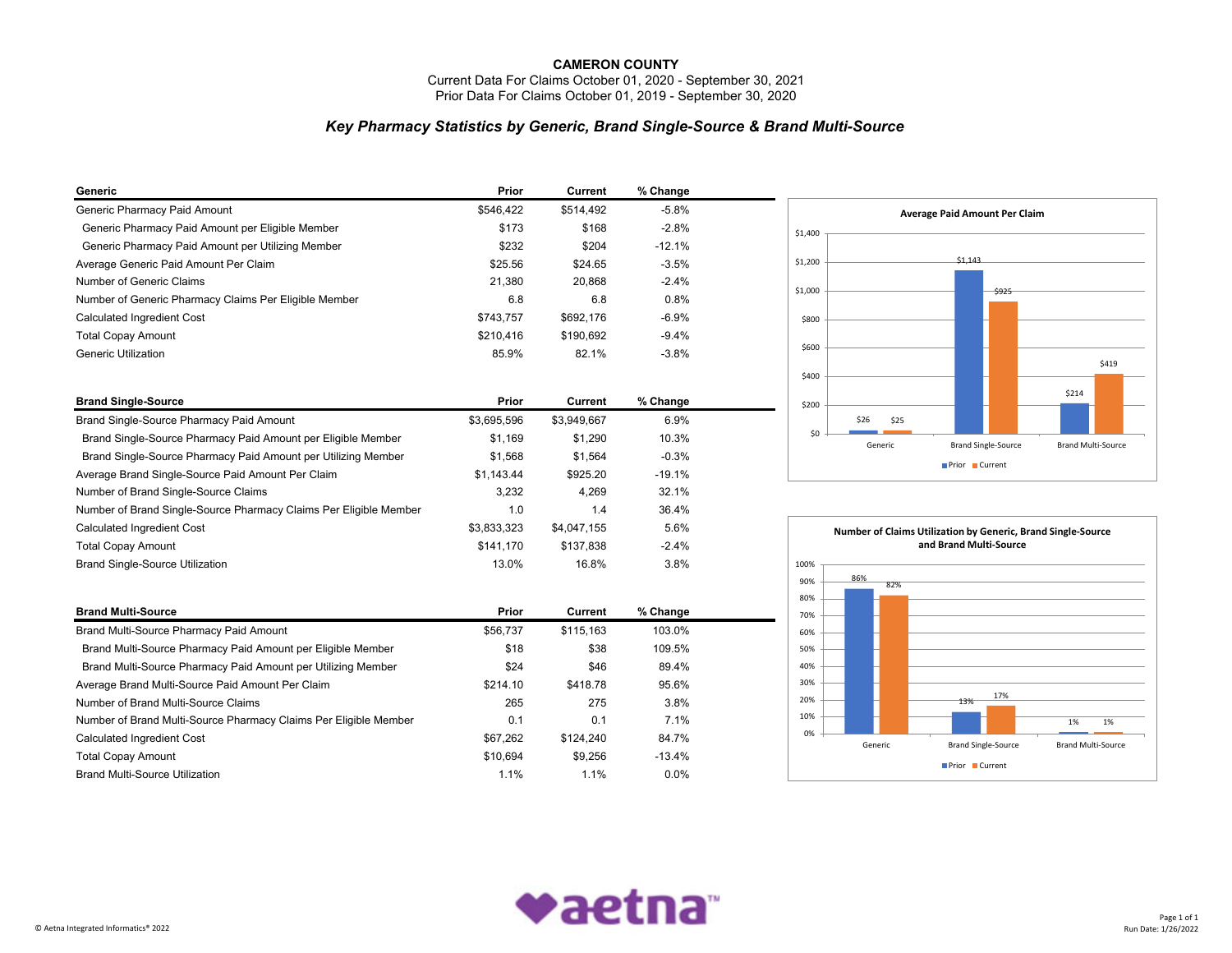# CAMERON COUNTY

Current Data For Claims October 01, 2020 - September 30, 2021
Prior Data For Claims October 01, 2019 - September 30, 2020

## *Key Pharmacy Statistics by Generic, Brand Single-Source & Brand Multi-Source*

| Generic | Prior | Current | % Change |
|---|---|---|---|
| Generic Pharmacy Paid Amount | $546,422 | $514,492 | -5.8% |
| Generic Pharmacy Paid Amount per Eligible Member | $173 | $168 | -2.8% |
| Generic Pharmacy Paid Amount per Utilizing Member | $232 | $204 | -12.1% |
| Average Generic Paid Amount Per Claim | $25.56 | $24.65 | -3.5% |
| Number of Generic Claims | 21,380 | 20,868 | -2.4% |
| Number of Generic Pharmacy Claims Per Eligible Member | 6.8 | 6.8 | 0.8% |
| Calculated Ingredient Cost | $743,757 | $692,176 | -6.9% |
| Total Copay Amount | $210,416 | $190,692 | -9.4% |
| Generic Utilization | 85.9% | 82.1% | -3.8% |

| Brand Single-Source | Prior | Current | % Change |
|---|---|---|---|
| Brand Single-Source Pharmacy Paid Amount | $3,695,596 | $3,949,667 | 6.9% |
| Brand Single-Source Pharmacy Paid Amount per Eligible Member | $1,169 | $1,290 | 10.3% |
| Brand Single-Source Pharmacy Paid Amount per Utilizing Member | $1,568 | $1,564 | -0.3% |
| Average Brand Single-Source Paid Amount Per Claim | $1,143.44 | $925.20 | -19.1% |
| Number of Brand Single-Source Claims | 3,232 | 4,269 | 32.1% |
| Number of Brand Single-Source Pharmacy Claims Per Eligible Member | 1.0 | 1.4 | 36.4% |
| Calculated Ingredient Cost | $3,833,323 | $4,047,155 | 5.6% |
| Total Copay Amount | $141,170 | $137,838 | -2.4% |
| Brand Single-Source Utilization | 13.0% | 16.8% | 3.8% |

| Brand Multi-Source | Prior | Current | % Change |
|---|---|---|---|
| Brand Multi-Source Pharmacy Paid Amount | $56,737 | $115,163 | 103.0% |
| Brand Multi-Source Pharmacy Paid Amount per Eligible Member | $18 | $38 | 109.5% |
| Brand Multi-Source Pharmacy Paid Amount per Utilizing Member | $24 | $46 | 89.4% |
| Average Brand Multi-Source Paid Amount Per Claim | $214.10 | $418.78 | 95.6% |
| Number of Brand Multi-Source Claims | 265 | 275 | 3.8% |
| Number of Brand Multi-Source Pharmacy Claims Per Eligible Member | 0.1 | 0.1 | 7.1% |
| Calculated Ingredient Cost | $67,262 | $124,240 | 84.7% |
| Total Copay Amount | $10,694 | $9,256 | -13.4% |
| Brand Multi-Source Utilization | 1.1% | 1.1% | 0.0% |

**Average Paid Amount Per Claim**

| | Prior | Current |
|---|---|---|
| Generic | $26 | $25 |
| Brand Single-Source | $1,143 | $925 |
| Brand Multi-Source | $214 | $419 |

**Number of Claims Utilization by Generic, Brand Single-Source and Brand Multi-Source**

| | Prior | Current |
|---|---|---|
| Generic | 86% | 82% |
| Brand Single-Source | 13% | 17% |
| Brand Multi-Source | 1% | 1% |

© Aetna Integrated Informatics® 2022

Run Date: 1/26/2022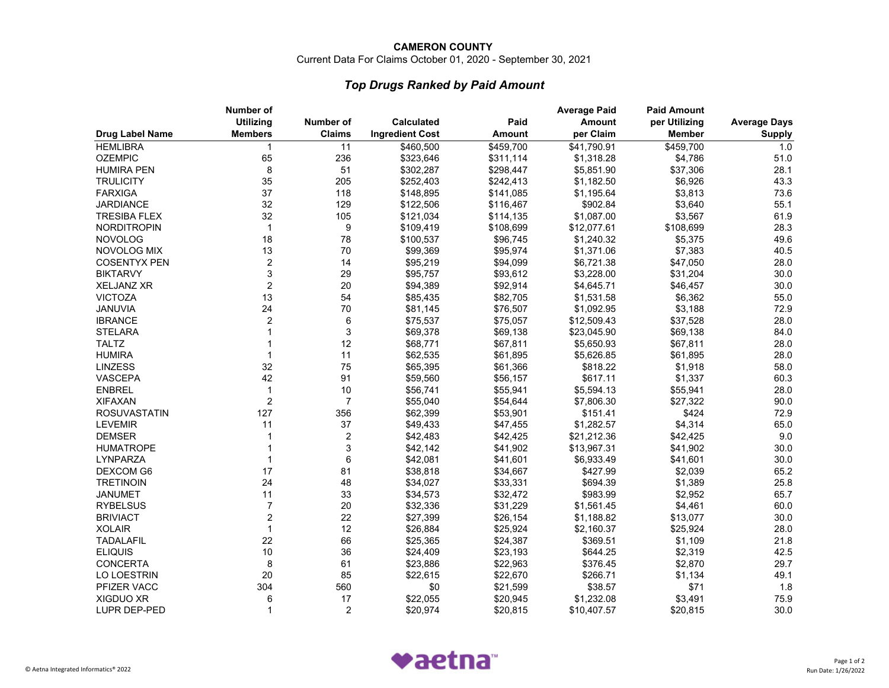**CAMERON COUNTY**

Current Data For Claims October 01, 2020 - September 30, 2021

## *Top Drugs Ranked by Paid Amount*

| Drug Label Name | Number of Utilizing Members | Number of Claims | Calculated Ingredient Cost | Paid Amount | Average Paid Amount per Claim | Paid Amount per Utilizing Member | Average Days Supply |
|---|---|---|---|---|---|---|---|
| HEMLIBRA | 1 | 11 | $460,500 | $459,700 | $41,790.91 | $459,700 | 1.0 |
| OZEMPIC | 65 | 236 | $323,646 | $311,114 | $1,318.28 | $4,786 | 51.0 |
| HUMIRA PEN | 8 | 51 | $302,287 | $298,447 | $5,851.90 | $37,306 | 28.1 |
| TRULICITY | 35 | 205 | $252,403 | $242,413 | $1,182.50 | $6,926 | 43.3 |
| FARXIGA | 37 | 118 | $148,895 | $141,085 | $1,195.64 | $3,813 | 73.6 |
| JARDIANCE | 32 | 129 | $122,506 | $116,467 | $902.84 | $3,640 | 55.1 |
| TRESIBA FLEX | 32 | 105 | $121,034 | $114,135 | $1,087.00 | $3,567 | 61.9 |
| NORDITROPIN | 1 | 9 | $109,419 | $108,699 | $12,077.61 | $108,699 | 28.3 |
| NOVOLOG | 18 | 78 | $100,537 | $96,745 | $1,240.32 | $5,375 | 49.6 |
| NOVOLOG MIX | 13 | 70 | $99,369 | $95,974 | $1,371.06 | $7,383 | 40.5 |
| COSENTYX PEN | 2 | 14 | $95,219 | $94,099 | $6,721.38 | $47,050 | 28.0 |
| BIKTARVY | 3 | 29 | $95,757 | $93,612 | $3,228.00 | $31,204 | 30.0 |
| XELJANZ XR | 2 | 20 | $94,389 | $92,914 | $4,645.71 | $46,457 | 30.0 |
| VICTOZA | 13 | 54 | $85,435 | $82,705 | $1,531.58 | $6,362 | 55.0 |
| JANUVIA | 24 | 70 | $81,145 | $76,507 | $1,092.95 | $3,188 | 72.9 |
| IBRANCE | 2 | 6 | $75,537 | $75,057 | $12,509.43 | $37,528 | 28.0 |
| STELARA | 1 | 3 | $69,378 | $69,138 | $23,045.90 | $69,138 | 84.0 |
| TALTZ | 1 | 12 | $68,771 | $67,811 | $5,650.93 | $67,811 | 28.0 |
| HUMIRA | 1 | 11 | $62,535 | $61,895 | $5,626.85 | $61,895 | 28.0 |
| LINZESS | 32 | 75 | $65,395 | $61,366 | $818.22 | $1,918 | 58.0 |
| VASCEPA | 42 | 91 | $59,560 | $56,157 | $617.11 | $1,337 | 60.3 |
| ENBREL | 1 | 10 | $56,741 | $55,941 | $5,594.13 | $55,941 | 28.0 |
| XIFAXAN | 2 | 7 | $55,040 | $54,644 | $7,806.30 | $27,322 | 90.0 |
| ROSUVASTATIN | 127 | 356 | $62,399 | $53,901 | $151.41 | $424 | 72.9 |
| LEVEMIR | 11 | 37 | $49,433 | $47,455 | $1,282.57 | $4,314 | 65.0 |
| DEMSER | 1 | 2 | $42,483 | $42,425 | $21,212.36 | $42,425 | 9.0 |
| HUMATROPE | 1 | 3 | $42,142 | $41,902 | $13,967.31 | $41,902 | 30.0 |
| LYNPARZA | 1 | 6 | $42,081 | $41,601 | $6,933.49 | $41,601 | 30.0 |
| DEXCOM G6 | 17 | 81 | $38,818 | $34,667 | $427.99 | $2,039 | 65.2 |
| TRETINOIN | 24 | 48 | $34,027 | $33,331 | $694.39 | $1,389 | 25.8 |
| JANUMET | 11 | 33 | $34,573 | $32,472 | $983.99 | $2,952 | 65.7 |
| RYBELSUS | 7 | 20 | $32,336 | $31,229 | $1,561.45 | $4,461 | 60.0 |
| BRIVIACT | 2 | 22 | $27,399 | $26,154 | $1,188.82 | $13,077 | 30.0 |
| XOLAIR | 1 | 12 | $26,884 | $25,924 | $2,160.37 | $25,924 | 28.0 |
| TADALAFIL | 22 | 66 | $25,365 | $24,387 | $369.51 | $1,109 | 21.8 |
| ELIQUIS | 10 | 36 | $24,409 | $23,193 | $644.25 | $2,319 | 42.5 |
| CONCERTA | 8 | 61 | $23,886 | $22,963 | $376.45 | $2,870 | 29.7 |
| LO LOESTRIN | 20 | 85 | $22,615 | $22,670 | $266.71 | $1,134 | 49.1 |
| PFIZER VACC | 304 | 560 | $0 | $21,599 | $38.57 | $71 | 1.8 |
| XIGDUO XR | 6 | 17 | $22,055 | $20,945 | $1,232.08 | $3,491 | 75.9 |
| LUPR DEP-PED | 1 | 2 | $20,974 | $20,815 | $10,407.57 | $20,815 | 30.0 |

© Aetna Integrated Informatics® 2022

Run Date: 1/26/2022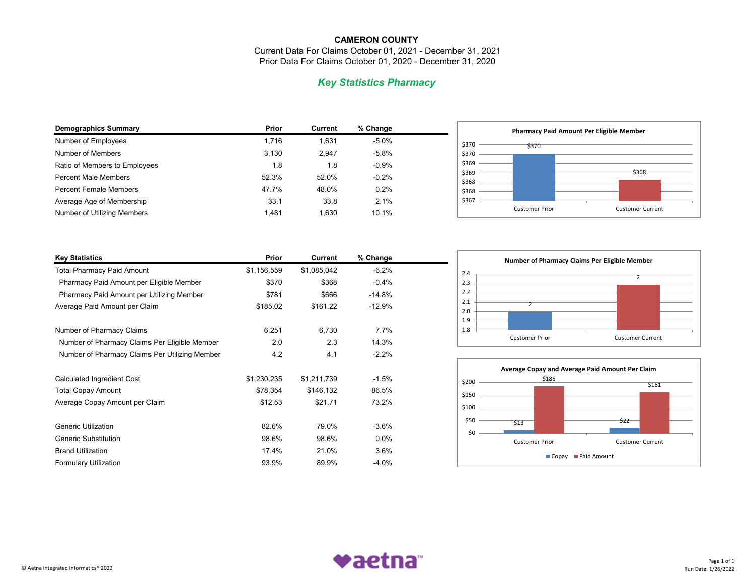# CAMERON COUNTY

Current Data For Claims October 01, 2021 - December 31, 2021
Prior Data For Claims October 01, 2020 - December 31, 2020

## *Key Statistics Pharmacy*

| Demographics Summary | Prior | Current | % Change |
|---|---|---|---|
| Number of Employees | 1,716 | 1,631 | -5.0% |
| Number of Members | 3,130 | 2,947 | -5.8% |
| Ratio of Members to Employees | 1.8 | 1.8 | -0.9% |
| Percent Male Members | 52.3% | 52.0% | -0.2% |
| Percent Female Members | 47.7% | 48.0% | 0.2% |
| Average Age of Membership | 33.1 | 33.8 | 2.1% |
| Number of Utilizing Members | 1,481 | 1,630 | 10.1% |

**Pharmacy Paid Amount Per Eligible Member**

| | Customer Prior | Customer Current |
|---|---|---|
| Paid Amount Per Eligible Member | $370 | $368 |

| Key Statistics | Prior | Current | % Change |
|---|---|---|---|
| Total Pharmacy Paid Amount | $1,156,559 | $1,085,042 | -6.2% |
| Pharmacy Paid Amount per Eligible Member | $370 | $368 | -0.4% |
| Pharmacy Paid Amount per Utilizing Member | $781 | $666 | -14.8% |
| Average Paid Amount per Claim | $185.02 | $161.22 | -12.9% |
| Number of Pharmacy Claims | 6,251 | 6,730 | 7.7% |
| Number of Pharmacy Claims Per Eligible Member | 2.0 | 2.3 | 14.3% |
| Number of Pharmacy Claims Per Utilizing Member | 4.2 | 4.1 | -2.2% |
| Calculated Ingredient Cost | $1,230,235 | $1,211,739 | -1.5% |
| Total Copay Amount | $78,354 | $146,132 | 86.5% |
| Average Copay Amount per Claim | $12.53 | $21.71 | 73.2% |
| Generic Utilization | 82.6% | 79.0% | -3.6% |
| Generic Substitution | 98.6% | 98.6% | 0.0% |
| Brand Utilization | 17.4% | 21.0% | 3.6% |
| Formulary Utilization | 93.9% | 89.9% | -4.0% |

**Number of Pharmacy Claims Per Eligible Member**

| | Customer Prior | Customer Current |
|---|---|---|
| Claims Per Eligible Member | 2 | 2 |

**Average Copay and Average Paid Amount Per Claim**

| | Customer Prior | Customer Current |
|---|---|---|
| Copay | $13 | $22 |
| Paid Amount | $185 | $161 |

© Aetna Integrated Informatics® 2022

Run Date: 1/26/2022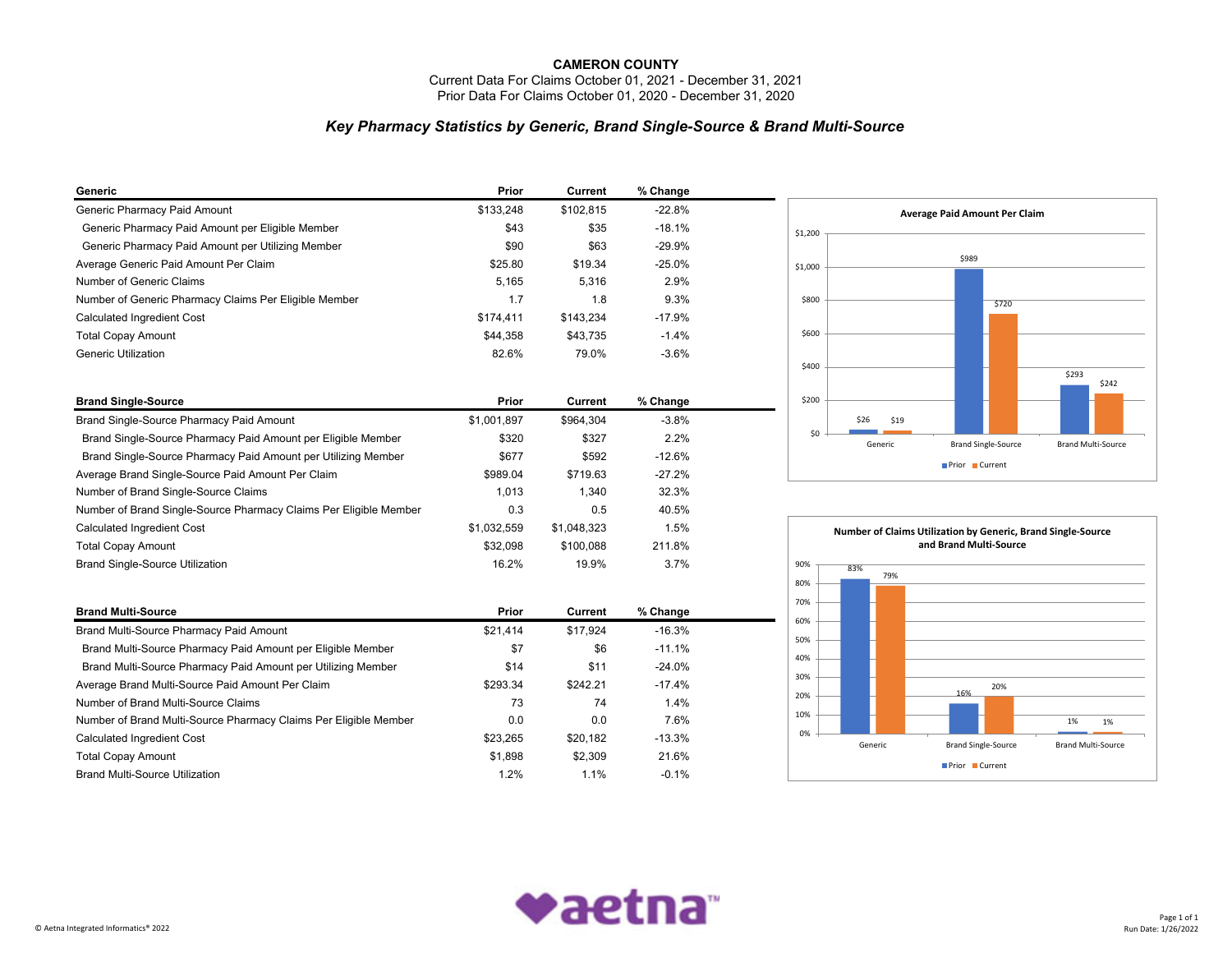# CAMERON COUNTY

Current Data For Claims October 01, 2021 - December 31, 2021
Prior Data For Claims October 01, 2020 - December 31, 2020

## *Key Pharmacy Statistics by Generic, Brand Single-Source & Brand Multi-Source*

| Generic | Prior | Current | % Change |
|---|---|---|---|
| Generic Pharmacy Paid Amount | $133,248 | $102,815 | -22.8% |
| Generic Pharmacy Paid Amount per Eligible Member | $43 | $35 | -18.1% |
| Generic Pharmacy Paid Amount per Utilizing Member | $90 | $63 | -29.9% |
| Average Generic Paid Amount Per Claim | $25.80 | $19.34 | -25.0% |
| Number of Generic Claims | 5,165 | 5,316 | 2.9% |
| Number of Generic Pharmacy Claims Per Eligible Member | 1.7 | 1.8 | 9.3% |
| Calculated Ingredient Cost | $174,411 | $143,234 | -17.9% |
| Total Copay Amount | $44,358 | $43,735 | -1.4% |
| Generic Utilization | 82.6% | 79.0% | -3.6% |

| Brand Single-Source | Prior | Current | % Change |
|---|---|---|---|
| Brand Single-Source Pharmacy Paid Amount | $1,001,897 | $964,304 | -3.8% |
| Brand Single-Source Pharmacy Paid Amount per Eligible Member | $320 | $327 | 2.2% |
| Brand Single-Source Pharmacy Paid Amount per Utilizing Member | $677 | $592 | -12.6% |
| Average Brand Single-Source Paid Amount Per Claim | $989.04 | $719.63 | -27.2% |
| Number of Brand Single-Source Claims | 1,013 | 1,340 | 32.3% |
| Number of Brand Single-Source Pharmacy Claims Per Eligible Member | 0.3 | 0.5 | 40.5% |
| Calculated Ingredient Cost | $1,032,559 | $1,048,323 | 1.5% |
| Total Copay Amount | $32,098 | $100,088 | 211.8% |
| Brand Single-Source Utilization | 16.2% | 19.9% | 3.7% |

| Brand Multi-Source | Prior | Current | % Change |
|---|---|---|---|
| Brand Multi-Source Pharmacy Paid Amount | $21,414 | $17,924 | -16.3% |
| Brand Multi-Source Pharmacy Paid Amount per Eligible Member | $7 | $6 | -11.1% |
| Brand Multi-Source Pharmacy Paid Amount per Utilizing Member | $14 | $11 | -24.0% |
| Average Brand Multi-Source Paid Amount Per Claim | $293.34 | $242.21 | -17.4% |
| Number of Brand Multi-Source Claims | 73 | 74 | 1.4% |
| Number of Brand Multi-Source Pharmacy Claims Per Eligible Member | 0.0 | 0.0 | 7.6% |
| Calculated Ingredient Cost | $23,265 | $20,182 | -13.3% |
| Total Copay Amount | $1,898 | $2,309 | 21.6% |
| Brand Multi-Source Utilization | 1.2% | 1.1% | -0.1% |

**Average Paid Amount Per Claim**

| | Prior | Current |
|---|---|---|
| Generic | $26 | $19 |
| Brand Single-Source | $989 | $720 |
| Brand Multi-Source | $293 | $242 |

**Number of Claims Utilization by Generic, Brand Single-Source and Brand Multi-Source**

| | Prior | Current |
|---|---|---|
| Generic | 83% | 79% |
| Brand Single-Source | 16% | 20% |
| Brand Multi-Source | 1% | 1% |

© Aetna Integrated Informatics® 2022

Run Date: 1/26/2022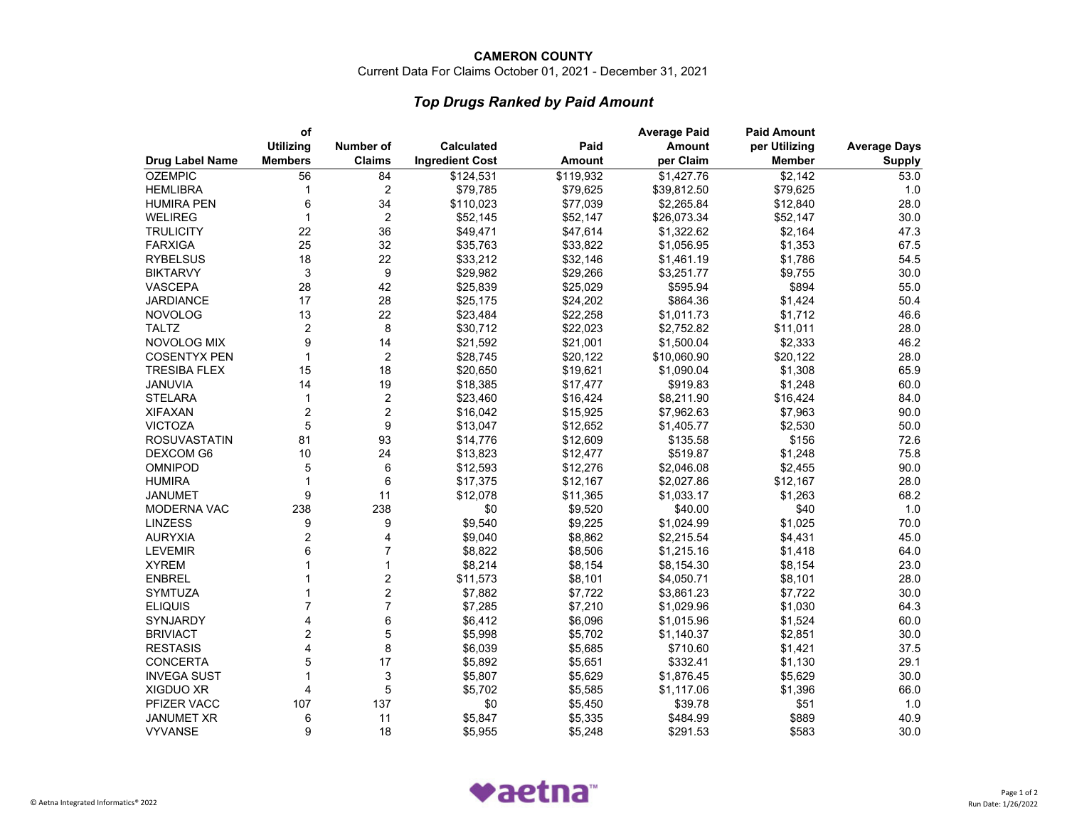**CAMERON COUNTY**

Current Data For Claims October 01, 2021 - December 31, 2021

## *Top Drugs Ranked by Paid Amount*

| Drug Label Name | of Utilizing Members | Number of Claims | Calculated Ingredient Cost | Paid Amount | Average Paid Amount per Claim | Paid Amount per Utilizing Member | Average Days Supply |
|---|---|---|---|---|---|---|---|
| OZEMPIC | 56 | 84 | $124,531 | $119,932 | $1,427.76 | $2,142 | 53.0 |
| HEMLIBRA | 1 | 2 | $79,785 | $79,625 | $39,812.50 | $79,625 | 1.0 |
| HUMIRA PEN | 6 | 34 | $110,023 | $77,039 | $2,265.84 | $12,840 | 28.0 |
| WELIREG | 1 | 2 | $52,145 | $52,147 | $26,073.34 | $52,147 | 30.0 |
| TRULICITY | 22 | 36 | $49,471 | $47,614 | $1,322.62 | $2,164 | 47.3 |
| FARXIGA | 25 | 32 | $35,763 | $33,822 | $1,056.95 | $1,353 | 67.5 |
| RYBELSUS | 18 | 22 | $33,212 | $32,146 | $1,461.19 | $1,786 | 54.5 |
| BIKTARVY | 3 | 9 | $29,982 | $29,266 | $3,251.77 | $9,755 | 30.0 |
| VASCEPA | 28 | 42 | $25,839 | $25,029 | $595.94 | $894 | 55.0 |
| JARDIANCE | 17 | 28 | $25,175 | $24,202 | $864.36 | $1,424 | 50.4 |
| NOVOLOG | 13 | 22 | $23,484 | $22,258 | $1,011.73 | $1,712 | 46.6 |
| TALTZ | 2 | 8 | $30,712 | $22,023 | $2,752.82 | $11,011 | 28.0 |
| NOVOLOG MIX | 9 | 14 | $21,592 | $21,001 | $1,500.04 | $2,333 | 46.2 |
| COSENTYX PEN | 1 | 2 | $28,745 | $20,122 | $10,060.90 | $20,122 | 28.0 |
| TRESIBA FLEX | 15 | 18 | $20,650 | $19,621 | $1,090.04 | $1,308 | 65.9 |
| JANUVIA | 14 | 19 | $18,385 | $17,477 | $919.83 | $1,248 | 60.0 |
| STELARA | 1 | 2 | $23,460 | $16,424 | $8,211.90 | $16,424 | 84.0 |
| XIFAXAN | 2 | 2 | $16,042 | $15,925 | $7,962.63 | $7,963 | 90.0 |
| VICTOZA | 5 | 9 | $13,047 | $12,652 | $1,405.77 | $2,530 | 50.0 |
| ROSUVASTATIN | 81 | 93 | $14,776 | $12,609 | $135.58 | $156 | 72.6 |
| DEXCOM G6 | 10 | 24 | $13,823 | $12,477 | $519.87 | $1,248 | 75.8 |
| OMNIPOD | 5 | 6 | $12,593 | $12,276 | $2,046.08 | $2,455 | 90.0 |
| HUMIRA | 1 | 6 | $17,375 | $12,167 | $2,027.86 | $12,167 | 28.0 |
| JANUMET | 9 | 11 | $12,078 | $11,365 | $1,033.17 | $1,263 | 68.2 |
| MODERNA VAC | 238 | 238 | $0 | $9,520 | $40.00 | $40 | 1.0 |
| LINZESS | 9 | 9 | $9,540 | $9,225 | $1,024.99 | $1,025 | 70.0 |
| AURYXIA | 2 | 4 | $9,040 | $8,862 | $2,215.54 | $4,431 | 45.0 |
| LEVEMIR | 6 | 7 | $8,822 | $8,506 | $1,215.16 | $1,418 | 64.0 |
| XYREM | 1 | 1 | $8,214 | $8,154 | $8,154.30 | $8,154 | 23.0 |
| ENBREL | 1 | 2 | $11,573 | $8,101 | $4,050.71 | $8,101 | 28.0 |
| SYMTUZA | 1 | 2 | $7,882 | $7,722 | $3,861.23 | $7,722 | 30.0 |
| ELIQUIS | 7 | 7 | $7,285 | $7,210 | $1,029.96 | $1,030 | 64.3 |
| SYNJARDY | 4 | 6 | $6,412 | $6,096 | $1,015.96 | $1,524 | 60.0 |
| BRIVIACT | 2 | 5 | $5,998 | $5,702 | $1,140.37 | $2,851 | 30.0 |
| RESTASIS | 4 | 8 | $6,039 | $5,685 | $710.60 | $1,421 | 37.5 |
| CONCERTA | 5 | 17 | $5,892 | $5,651 | $332.41 | $1,130 | 29.1 |
| INVEGA SUST | 1 | 3 | $5,807 | $5,629 | $1,876.45 | $5,629 | 30.0 |
| XIGDUO XR | 4 | 5 | $5,702 | $5,585 | $1,117.06 | $1,396 | 66.0 |
| PFIZER VACC | 107 | 137 | $0 | $5,450 | $39.78 | $51 | 1.0 |
| JANUMET XR | 6 | 11 | $5,847 | $5,335 | $484.99 | $889 | 40.9 |
| VYVANSE | 9 | 18 | $5,955 | $5,248 | $291.53 | $583 | 30.0 |

© Aetna Integrated Informatics® 2022

aetna™

Run Date: 1/26/2022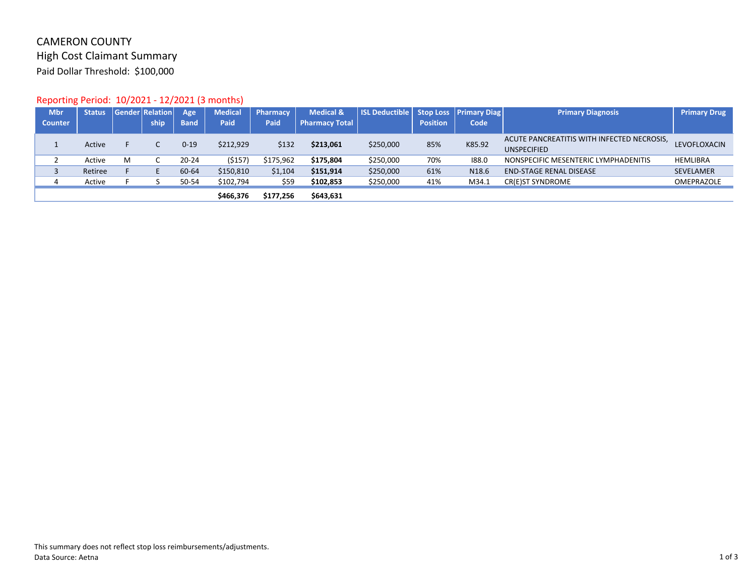# CAMERON COUNTY

## High Cost Claimant Summary

Paid Dollar Threshold: $100,000

Reporting Period: 10/2021 - 12/2021 (3 months)

| Mbr Counter | Status | Gender | Relationship | Age Band | Medical Paid | Pharmacy Paid | Medical & Pharmacy Total | ISL Deductible | Stop Loss Position | Primary Diag Code | Primary Diagnosis | Primary Drug |
|---|---|---|---|---|---|---|---|---|---|---|---|---|
| 1 | Active | F | C | 0-19 | $212,929 | $132 | **$213,061** | $250,000 | 85% | K85.92 | ACUTE PANCREATITIS WITH INFECTED NECROSIS, UNSPECIFIED | LEVOFLOXACIN |
| 2 | Active | M | C | 20-24 | ($157) | $175,962 | **$175,804** | $250,000 | 70% | I88.0 | NONSPECIFIC MESENTERIC LYMPHADENITIS | HEMLIBRA |
| 3 | Retiree | F | E | 60-64 | $150,810 | $1,104 | **$151,914** | $250,000 | 61% | N18.6 | END-STAGE RENAL DISEASE | SEVELAMER |
| 4 | Active | F | S | 50-54 | $102,794 | $59 | **$102,853** | $250,000 | 41% | M34.1 | CR(E)ST SYNDROME | OMEPRAZOLE |
| | | | | | **$466,376** | **$177,256** | **$643,631** | | | | | |

This summary does not reflect stop loss reimbursements/adjustments.
Data Source: Aetna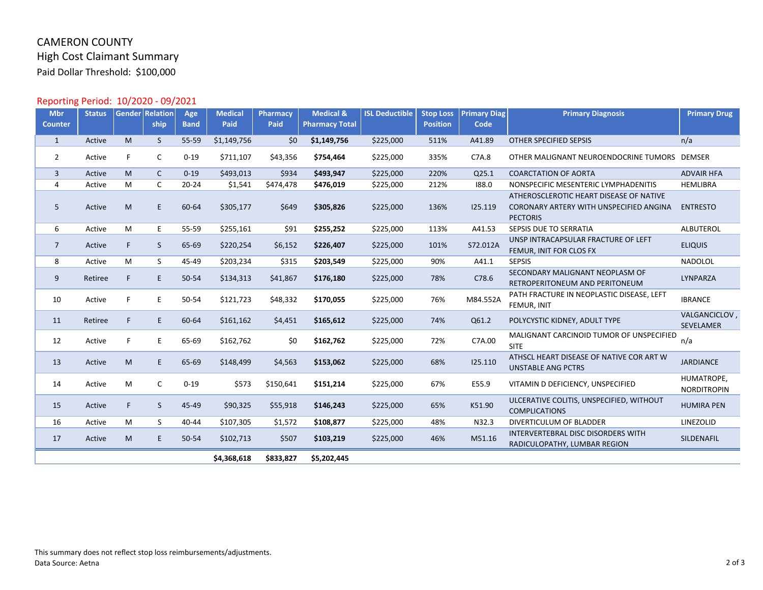# CAMERON COUNTY

## High Cost Claimant Summary

Paid Dollar Threshold: $100,000

Reporting Period: 10/2020 - 09/2021

| Mbr Counter | Status | Gender | Relationship | Age Band | Medical Paid | Pharmacy Paid | Medical & Pharmacy Total | ISL Deductible | Stop Loss Position | Primary Diag Code | Primary Diagnosis | Primary Drug |
|---|---|---|---|---|---|---|---|---|---|---|---|---|
| 1 | Active | M | S | 55-59 | $1,149,756 | $0 | **$1,149,756** | $225,000 | 511% | A41.89 | OTHER SPECIFIED SEPSIS | n/a |
| 2 | Active | F | C | 0-19 | $711,107 | $43,356 | **$754,464** | $225,000 | 335% | C7A.8 | OTHER MALIGNANT NEUROENDOCRINE TUMORS | DEMSER |
| 3 | Active | M | C | 0-19 | $493,013 | $934 | **$493,947** | $225,000 | 220% | Q25.1 | COARCTATION OF AORTA | ADVAIR HFA |
| 4 | Active | M | C | 20-24 | $1,541 | $474,478 | **$476,019** | $225,000 | 212% | I88.0 | NONSPECIFIC MESENTERIC LYMPHADENITIS | HEMLIBRA |
| 5 | Active | M | E | 60-64 | $305,177 | $649 | **$305,826** | $225,000 | 136% | I25.119 | ATHEROSCLEROTIC HEART DISEASE OF NATIVE CORONARY ARTERY WITH UNSPECIFIED ANGINA PECTORIS | ENTRESTO |
| 6 | Active | M | E | 55-59 | $255,161 | $91 | **$255,252** | $225,000 | 113% | A41.53 | SEPSIS DUE TO SERRATIA | ALBUTEROL |
| 7 | Active | F | S | 65-69 | $220,254 | $6,152 | **$226,407** | $225,000 | 101% | S72.012A | UNSP INTRACAPSULAR FRACTURE OF LEFT FEMUR, INIT FOR CLOS FX | ELIQUIS |
| 8 | Active | M | S | 45-49 | $203,234 | $315 | **$203,549** | $225,000 | 90% | A41.1 | SEPSIS | NADOLOL |
| 9 | Retiree | F | E | 50-54 | $134,313 | $41,867 | **$176,180** | $225,000 | 78% | C78.6 | SECONDARY MALIGNANT NEOPLASM OF RETROPERITONEUM AND PERITONEUM | LYNPARZA |
| 10 | Active | F | E | 50-54 | $121,723 | $48,332 | **$170,055** | $225,000 | 76% | M84.552A | PATH FRACTURE IN NEOPLASTIC DISEASE, LEFT FEMUR, INIT | IBRANCE |
| 11 | Retiree | F | E | 60-64 | $161,162 | $4,451 | **$165,612** | $225,000 | 74% | Q61.2 | POLYCYSTIC KIDNEY, ADULT TYPE | VALGANCICLOV, SEVELAMER |
| 12 | Active | F | E | 65-69 | $162,762 | $0 | **$162,762** | $225,000 | 72% | C7A.00 | MALIGNANT CARCINOID TUMOR OF UNSPECIFIED SITE | n/a |
| 13 | Active | M | E | 65-69 | $148,499 | $4,563 | **$153,062** | $225,000 | 68% | I25.110 | ATHSCL HEART DISEASE OF NATIVE COR ART W UNSTABLE ANG PCTRS | JARDIANCE |
| 14 | Active | M | C | 0-19 | $573 | $150,641 | **$151,214** | $225,000 | 67% | E55.9 | VITAMIN D DEFICIENCY, UNSPECIFIED | HUMATROPE, NORDITROPIN |
| 15 | Active | F | S | 45-49 | $90,325 | $55,918 | **$146,243** | $225,000 | 65% | K51.90 | ULCERATIVE COLITIS, UNSPECIFIED, WITHOUT COMPLICATIONS | HUMIRA PEN |
| 16 | Active | M | S | 40-44 | $107,305 | $1,572 | **$108,877** | $225,000 | 48% | N32.3 | DIVERTICULUM OF BLADDER | LINEZOLID |
| 17 | Active | M | E | 50-54 | $102,713 | $507 | **$103,219** | $225,000 | 46% | M51.16 | INTERVERTEBRAL DISC DISORDERS WITH RADICULOPATHY, LUMBAR REGION | SILDENAFIL |
| | | | | | **$4,368,618** | **$833,827** | **$5,202,445** | | | | | |

This summary does not reflect stop loss reimbursements/adjustments.

Data Source: Aetna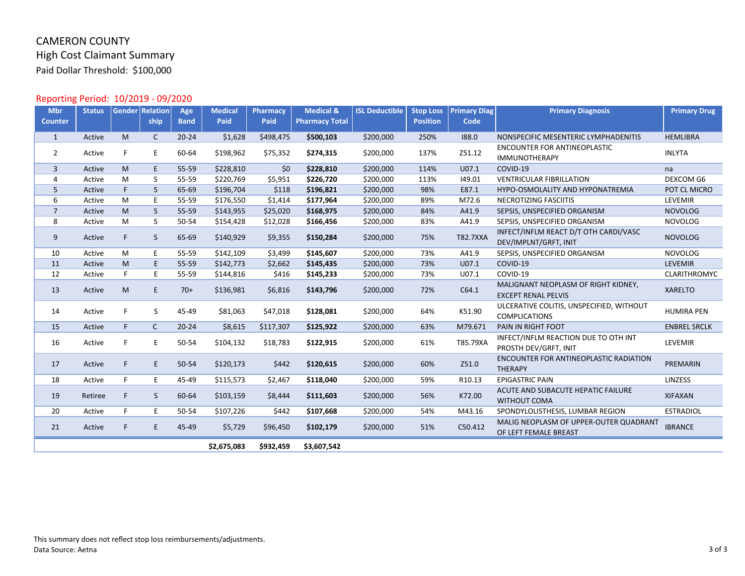# CAMERON COUNTY

## High Cost Claimant Summary

Paid Dollar Threshold: $100,000

Reporting Period: 10/2019 - 09/2020

| Mbr Counter | Status | Gender | Relationship | Age Band | Medical Paid | Pharmacy Paid | Medical & Pharmacy Total | ISL Deductible | Stop Loss Position | Primary Diag Code | Primary Diagnosis | Primary Drug |
|---|---|---|---|---|---|---|---|---|---|---|---|---|
| 1 | Active | M | C | 20-24 | $1,628 | $498,475 | **$500,103** | $200,000 | 250% | I88.0 | NONSPECIFIC MESENTERIC LYMPHADENITIS | HEMLIBRA |
| 2 | Active | F | E | 60-64 | $198,962 | $75,352 | **$274,315** | $200,000 | 137% | Z51.12 | ENCOUNTER FOR ANTINEOPLASTIC IMMUNOTHERAPY | INLYTA |
| 3 | Active | M | E | 55-59 | $228,810 | $0 | **$228,810** | $200,000 | 114% | U07.1 | COVID-19 | na |
| 4 | Active | M | S | 55-59 | $220,769 | $5,951 | **$226,720** | $200,000 | 113% | I49.01 | VENTRICULAR FIBRILLATION | DEXCOM G6 |
| 5 | Active | F | S | 65-69 | $196,704 | $118 | **$196,821** | $200,000 | 98% | E87.1 | HYPO-OSMOLALITY AND HYPONATREMIA | POT CL MICRO |
| 6 | Active | M | E | 55-59 | $176,550 | $1,414 | **$177,964** | $200,000 | 89% | M72.6 | NECROTIZING FASCIITIS | LEVEMIR |
| 7 | Active | M | S | 55-59 | $143,955 | $25,020 | **$168,975** | $200,000 | 84% | A41.9 | SEPSIS, UNSPECIFIED ORGANISM | NOVOLOG |
| 8 | Active | M | S | 50-54 | $154,428 | $12,028 | **$166,456** | $200,000 | 83% | A41.9 | SEPSIS, UNSPECIFIED ORGANISM | NOVOLOG |
| 9 | Active | F | S | 65-69 | $140,929 | $9,355 | **$150,284** | $200,000 | 75% | T82.7XXA | INFECT/INFLM REACT D/T OTH CARDI/VASC DEV/IMPLNT/GRFT, INIT | NOVOLOG |
| 10 | Active | M | E | 55-59 | $142,109 | $3,499 | **$145,607** | $200,000 | 73% | A41.9 | SEPSIS, UNSPECIFIED ORGANISM | NOVOLOG |
| 11 | Active | M | E | 55-59 | $142,773 | $2,662 | **$145,435** | $200,000 | 73% | U07.1 | COVID-19 | LEVEMIR |
| 12 | Active | F | E | 55-59 | $144,816 | $416 | **$145,233** | $200,000 | 73% | U07.1 | COVID-19 | CLARITHROMYC |
| 13 | Active | M | E | 70+ | $136,981 | $6,816 | **$143,796** | $200,000 | 72% | C64.1 | MALIGNANT NEOPLASM OF RIGHT KIDNEY, EXCEPT RENAL PELVIS | XARELTO |
| 14 | Active | F | S | 45-49 | $81,063 | $47,018 | **$128,081** | $200,000 | 64% | K51.90 | ULCERATIVE COLITIS, UNSPECIFIED, WITHOUT COMPLICATIONS | HUMIRA PEN |
| 15 | Active | F | C | 20-24 | $8,615 | $117,307 | **$125,922** | $200,000 | 63% | M79.671 | PAIN IN RIGHT FOOT | ENBREL SRCLK |
| 16 | Active | F | E | 50-54 | $104,132 | $18,783 | **$122,915** | $200,000 | 61% | T85.79XA | INFECT/INFLM REACTION DUE TO OTH INT PROSTH DEV/GRFT, INIT | LEVEMIR |
| 17 | Active | F | E | 50-54 | $120,173 | $442 | **$120,615** | $200,000 | 60% | Z51.0 | ENCOUNTER FOR ANTINEOPLASTIC RADIATION THERAPY | PREMARIN |
| 18 | Active | F | E | 45-49 | $115,573 | $2,467 | **$118,040** | $200,000 | 59% | R10.13 | EPIGASTRIC PAIN | LINZESS |
| 19 | Retiree | F | S | 60-64 | $103,159 | $8,444 | **$111,603** | $200,000 | 56% | K72.00 | ACUTE AND SUBACUTE HEPATIC FAILURE WITHOUT COMA | XIFAXAN |
| 20 | Active | F | E | 50-54 | $107,226 | $442 | **$107,668** | $200,000 | 54% | M43.16 | SPONDYLOLISTHESIS, LUMBAR REGION | ESTRADIOL |
| 21 | Active | F | E | 45-49 | $5,729 | $96,450 | **$102,179** | $200,000 | 51% | C50.412 | MALIG NEOPLASM OF UPPER-OUTER QUADRANT OF LEFT FEMALE BREAST | IBRANCE |
| | | | | | **$2,675,083** | **$932,459** | **$3,607,542** | | | | | |

This summary does not reflect stop loss reimbursements/adjustments.

Data Source: Aetna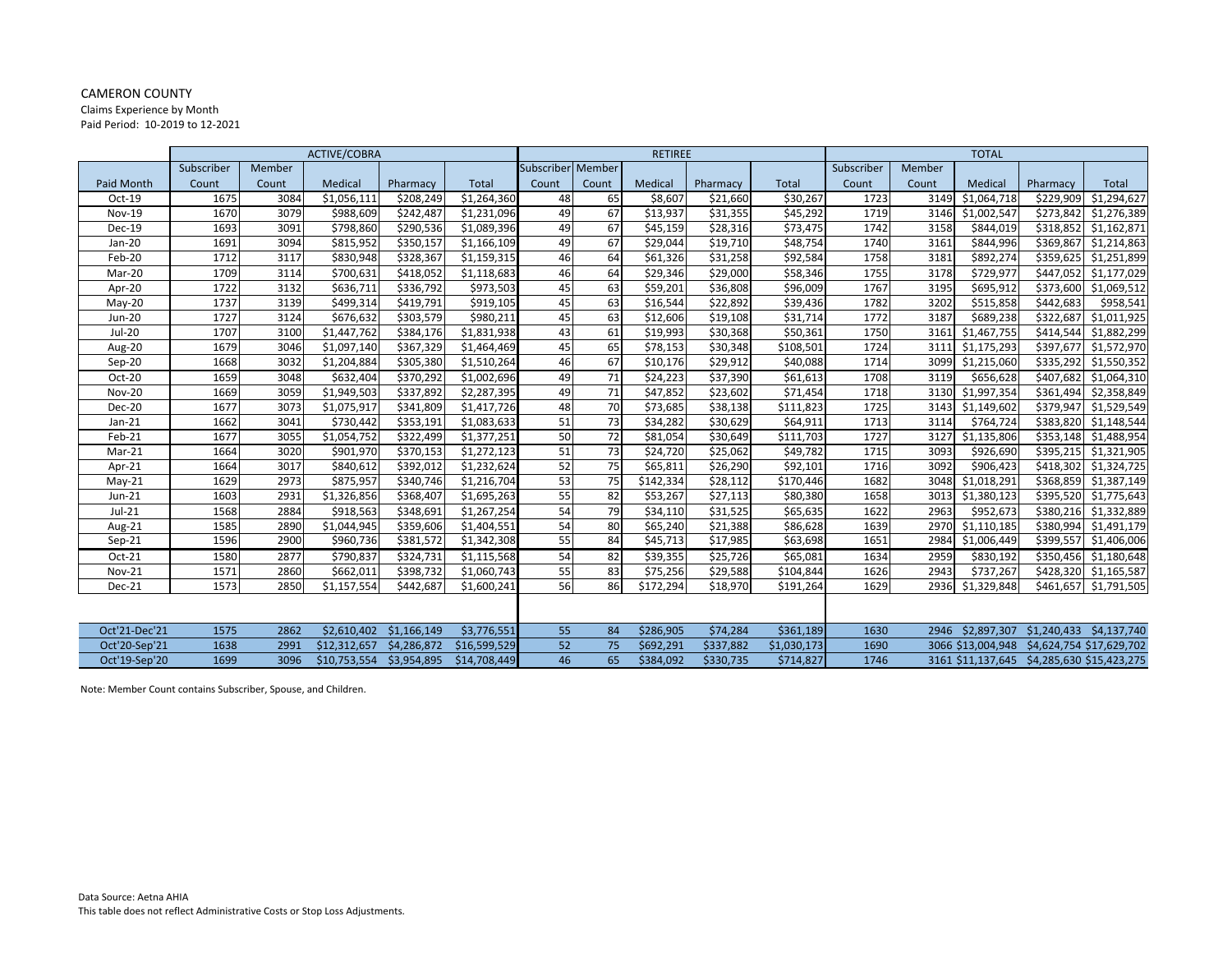CAMERON COUNTY

Claims Experience by Month

Paid Period: 10-2019 to 12-2021

| | ACTIVE/COBRA | | | | | RETIREE | | | | | TOTAL | | | | |
|---|---|---|---|---|---|---|---|---|---|---|---|---|---|---|---|
| Paid Month | Subscriber Count | Member Count | Medical | Pharmacy | Total | Subscriber Count | Member Count | Medical | Pharmacy | Total | Subscriber Count | Member Count | Medical | Pharmacy | Total |
| Oct-19 | 1675 | 3084 | $1,056,111 | $208,249 | $1,264,360 | 48 | 65 | $8,607 | $21,660 | $30,267 | 1723 | 3149 | $1,064,718 | $229,909 | $1,294,627 |
| Nov-19 | 1670 | 3079 | $988,609 | $242,487 | $1,231,096 | 49 | 67 | $13,937 | $31,355 | $45,292 | 1719 | 3146 | $1,002,547 | $273,842 | $1,276,389 |
| Dec-19 | 1693 | 3091 | $798,860 | $290,536 | $1,089,396 | 49 | 67 | $45,159 | $28,316 | $73,475 | 1742 | 3158 | $844,019 | $318,852 | $1,162,871 |
| Jan-20 | 1691 | 3094 | $815,952 | $350,157 | $1,166,109 | 49 | 67 | $29,044 | $19,710 | $48,754 | 1740 | 3161 | $844,996 | $369,867 | $1,214,863 |
| Feb-20 | 1712 | 3117 | $830,948 | $328,367 | $1,159,315 | 46 | 64 | $61,326 | $31,258 | $92,584 | 1758 | 3181 | $892,274 | $359,625 | $1,251,899 |
| Mar-20 | 1709 | 3114 | $700,631 | $418,052 | $1,118,683 | 46 | 64 | $29,346 | $29,000 | $58,346 | 1755 | 3178 | $729,977 | $447,052 | $1,177,029 |
| Apr-20 | 1722 | 3132 | $636,711 | $336,792 | $973,503 | 45 | 63 | $59,201 | $36,808 | $96,009 | 1767 | 3195 | $695,912 | $373,600 | $1,069,512 |
| May-20 | 1737 | 3139 | $499,314 | $419,791 | $919,105 | 45 | 63 | $16,544 | $22,892 | $39,436 | 1782 | 3202 | $515,858 | $442,683 | $958,541 |
| Jun-20 | 1727 | 3124 | $676,632 | $303,579 | $980,211 | 45 | 63 | $12,606 | $19,108 | $31,714 | 1772 | 3187 | $689,238 | $322,687 | $1,011,925 |
| Jul-20 | 1707 | 3100 | $1,447,762 | $384,176 | $1,831,938 | 43 | 61 | $19,993 | $30,368 | $50,361 | 1750 | 3161 | $1,467,755 | $414,544 | $1,882,299 |
| Aug-20 | 1679 | 3046 | $1,097,140 | $367,329 | $1,464,469 | 45 | 65 | $78,153 | $30,348 | $108,501 | 1724 | 3111 | $1,175,293 | $397,677 | $1,572,970 |
| Sep-20 | 1668 | 3032 | $1,204,884 | $305,380 | $1,510,264 | 46 | 67 | $10,176 | $29,912 | $40,088 | 1714 | 3099 | $1,215,060 | $335,292 | $1,550,352 |
| Oct-20 | 1659 | 3048 | $632,404 | $370,292 | $1,002,696 | 49 | 71 | $24,223 | $37,390 | $61,613 | 1708 | 3119 | $656,628 | $407,682 | $1,064,310 |
| Nov-20 | 1669 | 3059 | $1,949,503 | $337,892 | $2,287,395 | 49 | 71 | $47,852 | $23,602 | $71,454 | 1718 | 3130 | $1,997,354 | $361,494 | $2,358,849 |
| Dec-20 | 1677 | 3073 | $1,075,917 | $341,809 | $1,417,726 | 48 | 70 | $73,685 | $38,138 | $111,823 | 1725 | 3143 | $1,149,602 | $379,947 | $1,529,549 |
| Jan-21 | 1662 | 3041 | $730,442 | $353,191 | $1,083,633 | 51 | 73 | $34,282 | $30,629 | $64,911 | 1713 | 3114 | $764,724 | $383,820 | $1,148,544 |
| Feb-21 | 1677 | 3055 | $1,054,752 | $322,499 | $1,377,251 | 50 | 72 | $81,054 | $30,649 | $111,703 | 1727 | 3127 | $1,135,806 | $353,148 | $1,488,954 |
| Mar-21 | 1664 | 3020 | $901,970 | $370,153 | $1,272,123 | 51 | 73 | $24,720 | $25,062 | $49,782 | 1715 | 3093 | $926,690 | $395,215 | $1,321,905 |
| Apr-21 | 1664 | 3017 | $840,612 | $392,012 | $1,232,624 | 52 | 75 | $65,811 | $26,290 | $92,101 | 1716 | 3092 | $906,423 | $418,302 | $1,324,725 |
| May-21 | 1629 | 2973 | $875,957 | $340,746 | $1,216,704 | 53 | 75 | $142,334 | $28,112 | $170,446 | 1682 | 3048 | $1,018,291 | $368,859 | $1,387,149 |
| Jun-21 | 1603 | 2931 | $1,326,856 | $368,407 | $1,695,263 | 55 | 82 | $53,267 | $27,113 | $80,380 | 1658 | 3013 | $1,380,123 | $395,520 | $1,775,643 |
| Jul-21 | 1568 | 2884 | $918,563 | $348,691 | $1,267,254 | 54 | 79 | $34,110 | $31,525 | $65,635 | 1622 | 2963 | $952,673 | $380,216 | $1,332,889 |
| Aug-21 | 1585 | 2890 | $1,044,945 | $359,606 | $1,404,551 | 54 | 80 | $65,240 | $21,388 | $86,628 | 1639 | 2970 | $1,110,185 | $380,994 | $1,491,179 |
| Sep-21 | 1596 | 2900 | $960,736 | $381,572 | $1,342,308 | 55 | 84 | $45,713 | $17,985 | $63,698 | 1651 | 2984 | $1,006,449 | $399,557 | $1,406,006 |
| Oct-21 | 1580 | 2877 | $790,837 | $324,731 | $1,115,568 | 54 | 82 | $39,355 | $25,726 | $65,081 | 1634 | 2959 | $830,192 | $350,456 | $1,180,648 |
| Nov-21 | 1571 | 2860 | $662,011 | $398,732 | $1,060,743 | 55 | 83 | $75,256 | $29,588 | $104,844 | 1626 | 2943 | $737,267 | $428,320 | $1,165,587 |
| Dec-21 | 1573 | 2850 | $1,157,554 | $442,687 | $1,600,241 | 56 | 86 | $172,294 | $18,970 | $191,264 | 1629 | 2936 | $1,329,848 | $461,657 | $1,791,505 |
| Oct'21-Dec'21 | 1575 | 2862 | $2,610,402 | $1,166,149 | $3,776,551 | 55 | 84 | $286,905 | $74,284 | $361,189 | 1630 | 2946 | $2,897,307 | $1,240,433 | $4,137,740 |
| Oct'20-Sep'21 | 1638 | 2991 | $12,312,657 | $4,286,872 | $16,599,529 | 52 | 75 | $692,291 | $337,882 | $1,030,173 | 1690 | 3066 | $13,004,948 | $4,624,754 | $17,629,702 |
| Oct'19-Sep'20 | 1699 | 3096 | $10,753,554 | $3,954,895 | $14,708,449 | 46 | 65 | $384,092 | $330,735 | $714,827 | 1746 | 3161 | $11,137,645 | $4,285,630 | $15,423,275 |

Note: Member Count contains Subscriber, Spouse, and Children.

Data Source: Aetna AHIA

This table does not reflect Administrative Costs or Stop Loss Adjustments.